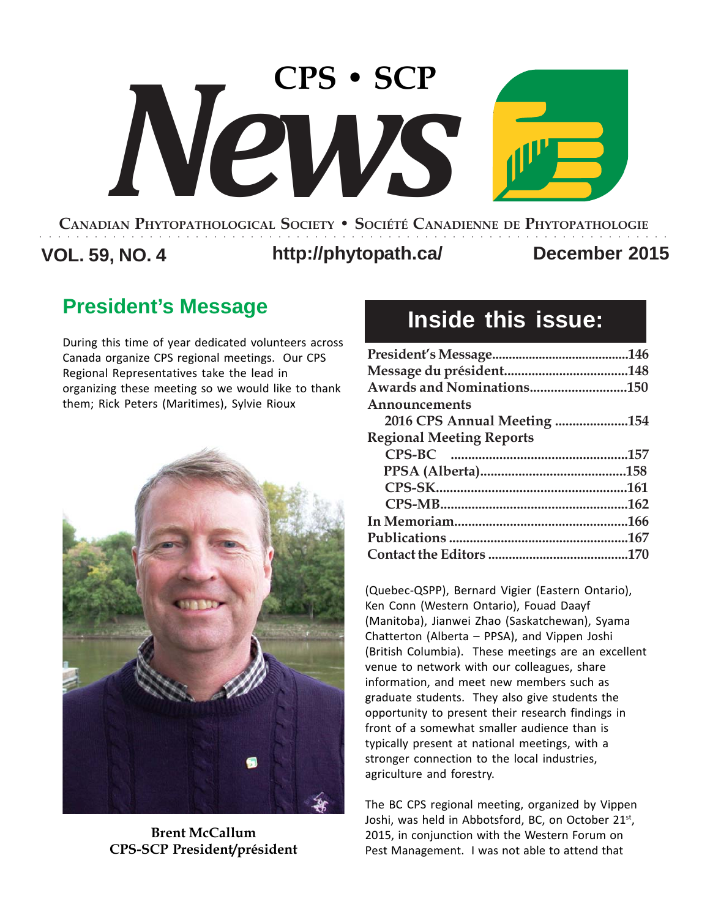# CPS • SCP News

**Canadian Phytopathological Society • Société Canadienne de Phytopathologie**

**VOL. 59, NO. 4** | **http://phytopath.ca/** | **December 2015**

## Inside this issue:

| | |
|---|---|
| **President's Message** | **146** |
| **Message du président** | **148** |
| **Awards and Nominations** | **150** |
| **Announcements** | |
| **2016 CPS Annual Meeting** | **154** |
| **Regional Meeting Reports** | |
| **CPS-BC** | **157** |
| **PPSA (Alberta)** | **158** |
| **CPS-SK** | **161** |
| **CPS-MB** | **162** |
| **In Memoriam** | **166** |
| **Publications** | **167** |
| **Contact the Editors** | **170** |

## President's Message

**Brent McCallum**
**CPS-SCP President/président**

During this time of year dedicated volunteers across Canada organize CPS regional meetings. Our CPS Regional Representatives take the lead in organizing these meeting so we would like to thank them; Rick Peters (Maritimes), Sylvie Rioux (Quebec-QSPP), Bernard Vigier (Eastern Ontario), Ken Conn (Western Ontario), Fouad Daayf (Manitoba), Jianwei Zhao (Saskatchewan), Syama Chatterton (Alberta – PPSA), and Vippen Joshi (British Columbia). These meetings are an excellent venue to network with our colleagues, share information, and meet new members such as graduate students. They also give students the opportunity to present their research findings in front of a somewhat smaller audience than is typically present at national meetings, with a stronger connection to the local industries, agriculture and forestry.

The BC CPS regional meeting, organized by Vippen Joshi, was held in Abbotsford, BC, on October 21st, 2015, in conjunction with the Western Forum on Pest Management. I was not able to attend that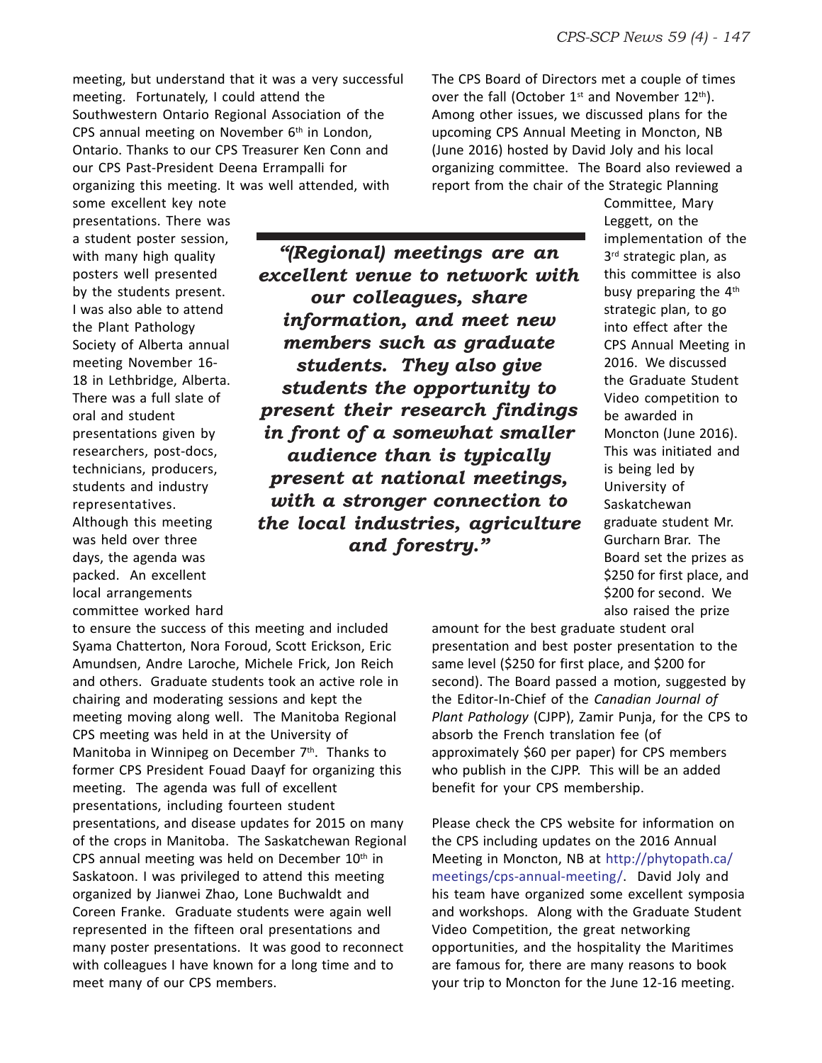meeting, but understand that it was a very successful meeting. Fortunately, I could attend the Southwestern Ontario Regional Association of the CPS annual meeting on November 6th in London, Ontario. Thanks to our CPS Treasurer Ken Conn and our CPS Past-President Deena Errampalli for organizing this meeting. It was well attended, with some excellent key note presentations. There was a student poster session, with many high quality posters well presented by the students present. I was also able to attend the Plant Pathology Society of Alberta annual meeting November 16-18 in Lethbridge, Alberta. There was a full slate of oral and student presentations given by researchers, post-docs, technicians, producers, students and industry representatives. Although this meeting was held over three days, the agenda was packed. An excellent local arrangements committee worked hard to ensure the success of this meeting and included Syama Chatterton, Nora Foroud, Scott Erickson, Eric Amundsen, Andre Laroche, Michele Frick, Jon Reich and others. Graduate students took an active role in chairing and moderating sessions and kept the meeting moving along well. The Manitoba Regional CPS meeting was held in at the University of Manitoba in Winnipeg on December 7th. Thanks to former CPS President Fouad Daayf for organizing this meeting. The agenda was full of excellent presentations, including fourteen student presentations, and disease updates for 2015 on many of the crops in Manitoba. The Saskatchewan Regional CPS annual meeting was held on December 10th in Saskatoon. I was privileged to attend this meeting organized by Jianwei Zhao, Lone Buchwaldt and Coreen Franke. Graduate students were again well represented in the fifteen oral presentations and many poster presentations. It was good to reconnect with colleagues I have known for a long time and to meet many of our CPS members.

> ***"(Regional) meetings are an excellent venue to network with our colleagues, share information, and meet new members such as graduate students. They also give students the opportunity to present their research findings in front of a somewhat smaller audience than is typically present at national meetings, with a stronger connection to the local industries, agriculture and forestry."***

The CPS Board of Directors met a couple of times over the fall (October 1st and November 12th). Among other issues, we discussed plans for the upcoming CPS Annual Meeting in Moncton, NB (June 2016) hosted by David Joly and his local organizing committee. The Board also reviewed a report from the chair of the Strategic Planning Committee, Mary Leggett, on the implementation of the 3rd strategic plan, as this committee is also busy preparing the 4th strategic plan, to go into effect after the CPS Annual Meeting in 2016. We discussed the Graduate Student Video competition to be awarded in Moncton (June 2016). This was initiated and is being led by University of Saskatchewan graduate student Mr. Gurcharn Brar. The Board set the prizes as \$250 for first place, and \$200 for second. We also raised the prize amount for the best graduate student oral presentation and best poster presentation to the same level (\$250 for first place, and \$200 for second). The Board passed a motion, suggested by the Editor-In-Chief of the *Canadian Journal of Plant Pathology* (CJPP), Zamir Punja, for the CPS to absorb the French translation fee (of approximately \$60 per paper) for CPS members who publish in the CJPP. This will be an added benefit for your CPS membership.

Please check the CPS website for information on the CPS including updates on the 2016 Annual Meeting in Moncton, NB at http://phytopath.ca/meetings/cps-annual-meeting/. David Joly and his team have organized some excellent symposia and workshops. Along with the Graduate Student Video Competition, the great networking opportunities, and the hospitality the Maritimes are famous for, there are many reasons to book your trip to Moncton for the June 12-16 meeting.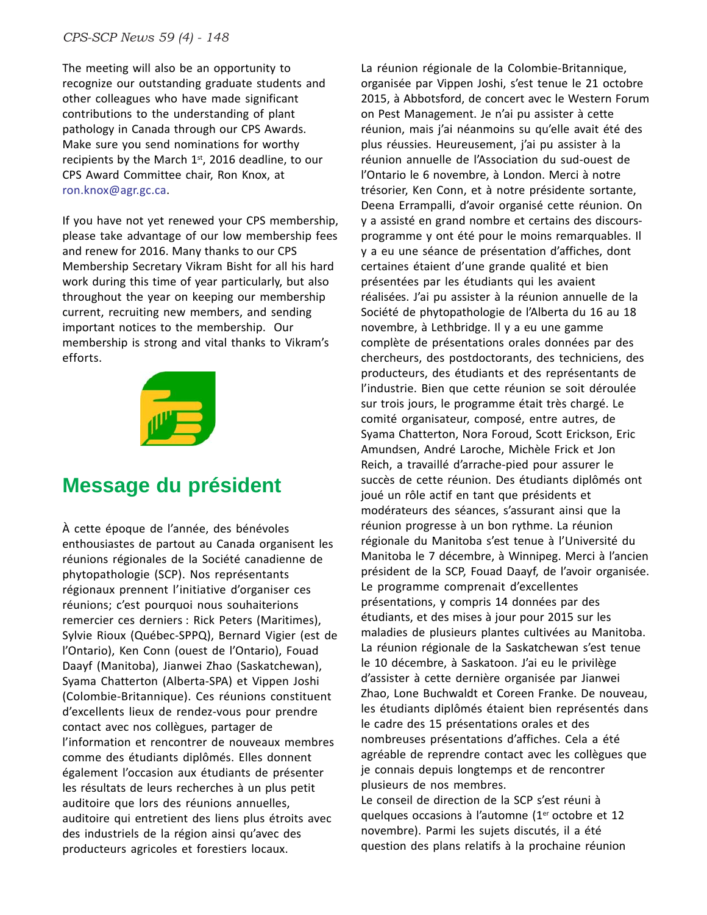The meeting will also be an opportunity to recognize our outstanding graduate students and other colleagues who have made significant contributions to the understanding of plant pathology in Canada through our CPS Awards. Make sure you send nominations for worthy recipients by the March 1st, 2016 deadline, to our CPS Award Committee chair, Ron Knox, at ron.knox@agr.gc.ca.

If you have not yet renewed your CPS membership, please take advantage of our low membership fees and renew for 2016. Many thanks to our CPS Membership Secretary Vikram Bisht for all his hard work during this time of year particularly, but also throughout the year on keeping our membership current, recruiting new members, and sending important notices to the membership. Our membership is strong and vital thanks to Vikram's efforts.

## Message du président

À cette époque de l'année, des bénévoles enthousiastes de partout au Canada organisent les réunions régionales de la Société canadienne de phytopathologie (SCP). Nos représentants régionaux prennent l'initiative d'organiser ces réunions; c'est pourquoi nous souhaiterions remercier ces derniers : Rick Peters (Maritimes), Sylvie Rioux (Québec-SPPQ), Bernard Vigier (est de l'Ontario), Ken Conn (ouest de l'Ontario), Fouad Daayf (Manitoba), Jianwei Zhao (Saskatchewan), Syama Chatterton (Alberta-SPA) et Vippen Joshi (Colombie-Britannique). Ces réunions constituent d'excellents lieux de rendez-vous pour prendre contact avec nos collègues, partager de l'information et rencontrer de nouveaux membres comme des étudiants diplômés. Elles donnent également l'occasion aux étudiants de présenter les résultats de leurs recherches à un plus petit auditoire que lors des réunions annuelles, auditoire qui entretient des liens plus étroits avec des industriels de la région ainsi qu'avec des producteurs agricoles et forestiers locaux.

La réunion régionale de la Colombie-Britannique, organisée par Vippen Joshi, s'est tenue le 21 octobre 2015, à Abbotsford, de concert avec le Western Forum on Pest Management. Je n'ai pu assister à cette réunion, mais j'ai néanmoins su qu'elle avait été des plus réussies. Heureusement, j'ai pu assister à la réunion annuelle de l'Association du sud-ouest de l'Ontario le 6 novembre, à London. Merci à notre trésorier, Ken Conn, et à notre présidente sortante, Deena Errampalli, d'avoir organisé cette réunion. On y a assisté en grand nombre et certains des discours-programme y ont été pour le moins remarquables. Il y a eu une séance de présentation d'affiches, dont certaines étaient d'une grande qualité et bien présentées par les étudiants qui les avaient réalisées. J'ai pu assister à la réunion annuelle de la Société de phytopathologie de l'Alberta du 16 au 18 novembre, à Lethbridge. Il y a eu une gamme complète de présentations orales données par des chercheurs, des postdoctorants, des techniciens, des producteurs, des étudiants et des représentants de l'industrie. Bien que cette réunion se soit déroulée sur trois jours, le programme était très chargé. Le comité organisateur, composé, entre autres, de Syama Chatterton, Nora Foroud, Scott Erickson, Eric Amundsen, André Laroche, Michèle Frick et Jon Reich, a travaillé d'arrache-pied pour assurer le succès de cette réunion. Des étudiants diplômés ont joué un rôle actif en tant que présidents et modérateurs des séances, s'assurant ainsi que la réunion progresse à un bon rythme. La réunion régionale du Manitoba s'est tenue à l'Université du Manitoba le 7 décembre, à Winnipeg. Merci à l'ancien président de la SCP, Fouad Daayf, de l'avoir organisée. Le programme comprenait d'excellentes présentations, y compris 14 données par des étudiants, et des mises à jour pour 2015 sur les maladies de plusieurs plantes cultivées au Manitoba. La réunion régionale de la Saskatchewan s'est tenue le 10 décembre, à Saskatoon. J'ai eu le privilège d'assister à cette dernière organisée par Jianwei Zhao, Lone Buchwaldt et Coreen Franke. De nouveau, les étudiants diplômés étaient bien représentés dans le cadre des 15 présentations orales et des nombreuses présentations d'affiches. Cela a été agréable de reprendre contact avec les collègues que je connais depuis longtemps et de rencontrer plusieurs de nos membres.

Le conseil de direction de la SCP s'est réuni à quelques occasions à l'automne (1er octobre et 12 novembre). Parmi les sujets discutés, il a été question des plans relatifs à la prochaine réunion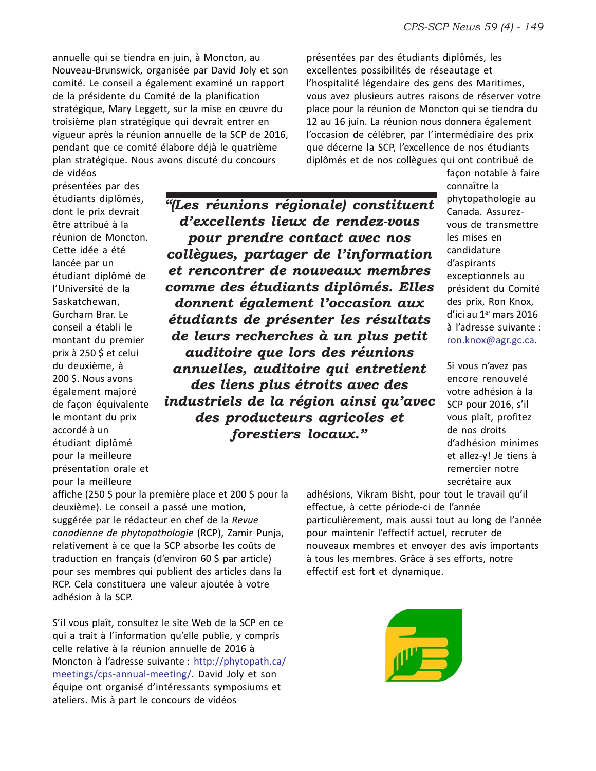annuelle qui se tiendra en juin, à Moncton, au Nouveau-Brunswick, organisée par David Joly et son comité. Le conseil a également examiné un rapport de la présidente du Comité de la planification stratégique, Mary Leggett, sur la mise en œuvre du troisième plan stratégique qui devrait entrer en vigueur après la réunion annuelle de la SCP de 2016, pendant que ce comité élabore déjà le quatrième plan stratégique. Nous avons discuté du concours de vidéos présentées par des étudiants diplômés, dont le prix devrait être attribué à la réunion de Moncton. Cette idée a été lancée par un étudiant diplômé de l'Université de la Saskatchewan, Gurcharn Brar. Le conseil a établi le montant du premier prix à 250 $ et celui du deuxième, à 200 $. Nous avons également majoré de façon équivalente le montant du prix accordé à un étudiant diplômé pour la meilleure présentation orale et pour la meilleure affiche (250 $ pour la première place et 200 $ pour la deuxième). Le conseil a passé une motion, suggérée par le rédacteur en chef de la *Revue canadienne de phytopathologie* (RCP), Zamir Punja, relativement à ce que la SCP absorbe les coûts de traduction en français (d'environ 60 $ par article) pour ses membres qui publient des articles dans la RCP. Cela constituera une valeur ajoutée à votre adhésion à la SCP.

> ***"(Les réunions régionale) constituent d'excellents lieux de rendez-vous pour prendre contact avec nos collègues, partager de l'information et rencontrer de nouveaux membres comme des étudiants diplômés. Elles donnent également l'occasion aux étudiants de présenter les résultats de leurs recherches à un plus petit auditoire que lors des réunions annuelles, auditoire qui entretient des liens plus étroits avec des industriels de la région ainsi qu'avec des producteurs agricoles et forestiers locaux."***

S'il vous plaît, consultez le site Web de la SCP en ce qui a trait à l'information qu'elle publie, y compris celle relative à la réunion annuelle de 2016 à Moncton à l'adresse suivante : http://phytopath.ca/meetings/cps-annual-meeting/. David Joly et son équipe ont organisé d'intéressants symposiums et ateliers. Mis à part le concours de vidéos présentées par des étudiants diplômés, les excellentes possibilités de réseautage et l'hospitalité légendaire des gens des Maritimes, vous avez plusieurs autres raisons de réserver votre place pour la réunion de Moncton qui se tiendra du 12 au 16 juin. La réunion nous donnera également l'occasion de célébrer, par l'intermédiaire des prix que décerne la SCP, l'excellence de nos étudiants diplômés et de nos collègues qui ont contribué de façon notable à faire connaître la phytopathologie au Canada. Assurez-vous de transmettre les mises en candidature d'aspirants exceptionnels au président du Comité des prix, Ron Knox, d'ici au 1er mars 2016 à l'adresse suivante : ron.knox@agr.gc.ca.

Si vous n'avez pas encore renouvelé votre adhésion à la SCP pour 2016, s'il vous plaît, profitez de nos droits d'adhésion minimes et allez-y! Je tiens à remercier notre secrétaire aux adhésions, Vikram Bisht, pour tout le travail qu'il effectue, à cette période-ci de l'année particulièrement, mais aussi tout au long de l'année pour maintenir l'effectif actuel, recruter de nouveaux membres et envoyer des avis importants à tous les membres. Grâce à ses efforts, notre effectif est fort et dynamique.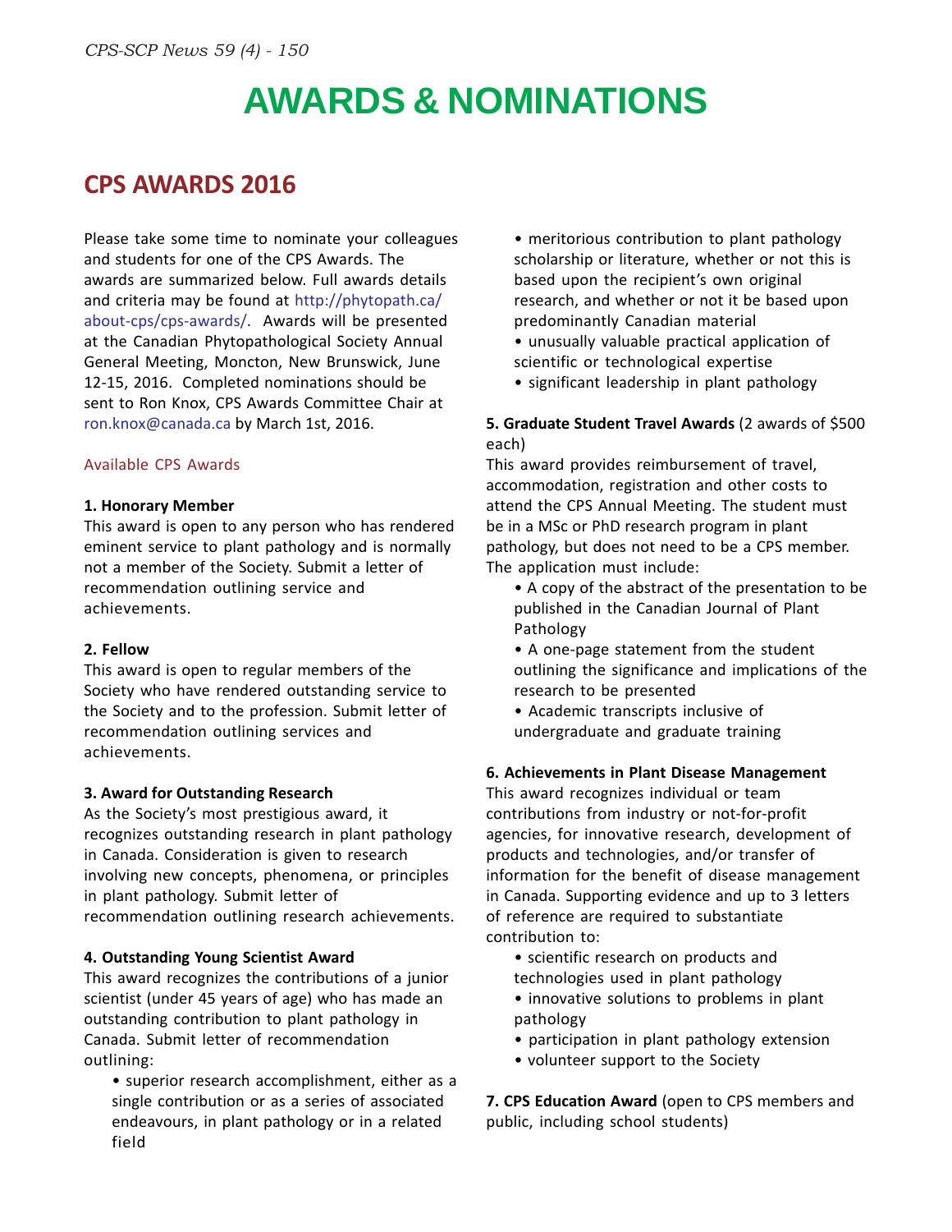# AWARDS & NOMINATIONS

## CPS AWARDS 2016

Please take some time to nominate your colleagues and students for one of the CPS Awards. The awards are summarized below. Full awards details and criteria may be found at http://phytopath.ca/about-cps/cps-awards/. Awards will be presented at the Canadian Phytopathological Society Annual General Meeting, Moncton, New Brunswick, June 12-15, 2016. Completed nominations should be sent to Ron Knox, CPS Awards Committee Chair at ron.knox@canada.ca by March 1st, 2016.

### Available CPS Awards

**1. Honorary Member**
This award is open to any person who has rendered eminent service to plant pathology and is normally not a member of the Society. Submit a letter of recommendation outlining service and achievements.

**2. Fellow**
This award is open to regular members of the Society who have rendered outstanding service to the Society and to the profession. Submit letter of recommendation outlining services and achievements.

**3. Award for Outstanding Research**
As the Society's most prestigious award, it recognizes outstanding research in plant pathology in Canada. Consideration is given to research involving new concepts, phenomena, or principles in plant pathology. Submit letter of recommendation outlining research achievements.

**4. Outstanding Young Scientist Award**
This award recognizes the contributions of a junior scientist (under 45 years of age) who has made an outstanding contribution to plant pathology in Canada. Submit letter of recommendation outlining:

- superior research accomplishment, either as a single contribution or as a series of associated endeavours, in plant pathology or in a related field
- meritorious contribution to plant pathology scholarship or literature, whether or not this is based upon the recipient's own original research, and whether or not it be based upon predominantly Canadian material
- unusually valuable practical application of scientific or technological expertise
- significant leadership in plant pathology

**5. Graduate Student Travel Awards** (2 awards of $500 each)
This award provides reimbursement of travel, accommodation, registration and other costs to attend the CPS Annual Meeting. The student must be in a MSc or PhD research program in plant pathology, but does not need to be a CPS member. The application must include:

- A copy of the abstract of the presentation to be published in the Canadian Journal of Plant Pathology
- A one-page statement from the student outlining the significance and implications of the research to be presented
- Academic transcripts inclusive of undergraduate and graduate training

**6. Achievements in Plant Disease Management**
This award recognizes individual or team contributions from industry or not-for-profit agencies, for innovative research, development of products and technologies, and/or transfer of information for the benefit of disease management in Canada. Supporting evidence and up to 3 letters of reference are required to substantiate contribution to:

- scientific research on products and technologies used in plant pathology
- innovative solutions to problems in plant pathology
- participation in plant pathology extension
- volunteer support to the Society

**7. CPS Education Award** (open to CPS members and public, including school students)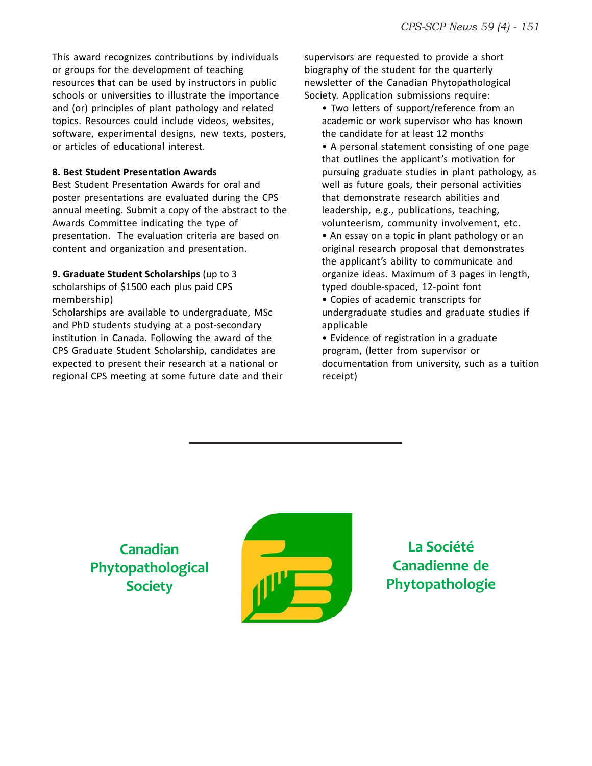This award recognizes contributions by individuals or groups for the development of teaching resources that can be used by instructors in public schools or universities to illustrate the importance and (or) principles of plant pathology and related topics. Resources could include videos, websites, software, experimental designs, new texts, posters, or articles of educational interest.

**8. Best Student Presentation Awards**

Best Student Presentation Awards for oral and poster presentations are evaluated during the CPS annual meeting. Submit a copy of the abstract to the Awards Committee indicating the type of presentation. The evaluation criteria are based on content and organization and presentation.

**9. Graduate Student Scholarships** (up to 3 scholarships of $1500 each plus paid CPS membership)

Scholarships are available to undergraduate, MSc and PhD students studying at a post-secondary institution in Canada. Following the award of the CPS Graduate Student Scholarship, candidates are expected to present their research at a national or regional CPS meeting at some future date and their supervisors are requested to provide a short biography of the student for the quarterly newsletter of the Canadian Phytopathological Society. Application submissions require:

- Two letters of support/reference from an academic or work supervisor who has known the candidate for at least 12 months
- A personal statement consisting of one page that outlines the applicant's motivation for pursuing graduate studies in plant pathology, as well as future goals, their personal activities that demonstrate research abilities and leadership, e.g., publications, teaching, volunteerism, community involvement, etc.
- An essay on a topic in plant pathology or an original research proposal that demonstrates the applicant's ability to communicate and organize ideas. Maximum of 3 pages in length, typed double-spaced, 12-point font
- Copies of academic transcripts for undergraduate studies and graduate studies if applicable
- Evidence of registration in a graduate program, (letter from supervisor or documentation from university, such as a tuition receipt)

---

Canadian Phytopathological Society

La Société Canadienne de Phytopathologie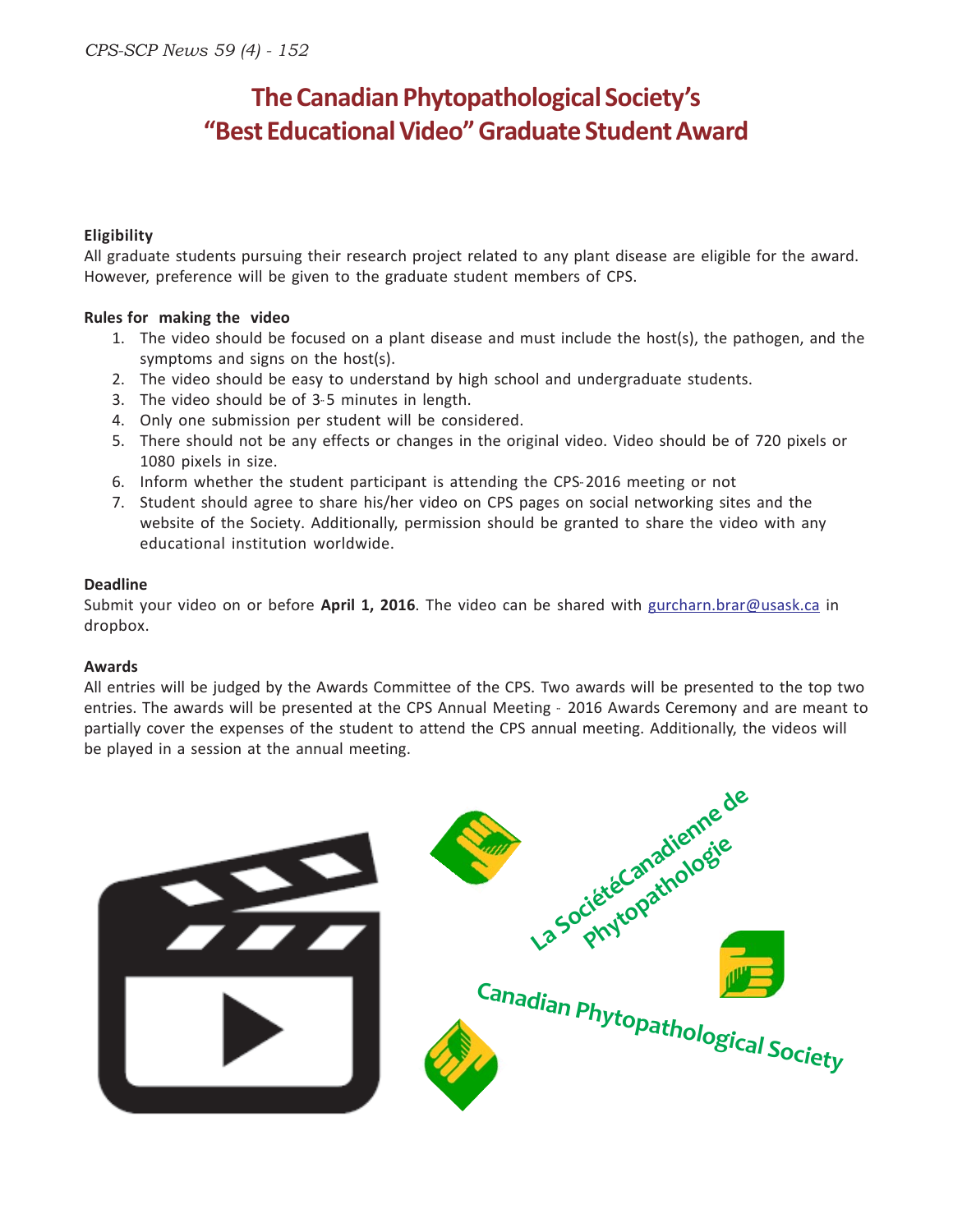# The Canadian Phytopathological Society's "Best Educational Video" Graduate Student Award

**Eligibility**

All graduate students pursuing their research project related to any plant disease are eligible for the award. However, preference will be given to the graduate student members of CPS.

**Rules for making the video**

1. The video should be focused on a plant disease and must include the host(s), the pathogen, and the symptoms and signs on the host(s).
2. The video should be easy to understand by high school and undergraduate students.
3. The video should be of 3-5 minutes in length.
4. Only one submission per student will be considered.
5. There should not be any effects or changes in the original video. Video should be of 720 pixels or 1080 pixels in size.
6. Inform whether the student participant is attending the CPS-2016 meeting or not
7. Student should agree to share his/her video on CPS pages on social networking sites and the website of the Society. Additionally, permission should be granted to share the video with any educational institution worldwide.

**Deadline**

Submit your video on or before **April 1, 2016**. The video can be shared with gurcharn.brar@usask.ca in dropbox.

**Awards**

All entries will be judged by the Awards Committee of the CPS. Two awards will be presented to the top two entries. The awards will be presented at the CPS Annual Meeting - 2016 Awards Ceremony and are meant to partially cover the expenses of the student to attend the CPS annual meeting. Additionally, the videos will be played in a session at the annual meeting.

La Société Canadienne de Phytopathologie

Canadian Phytopathological Society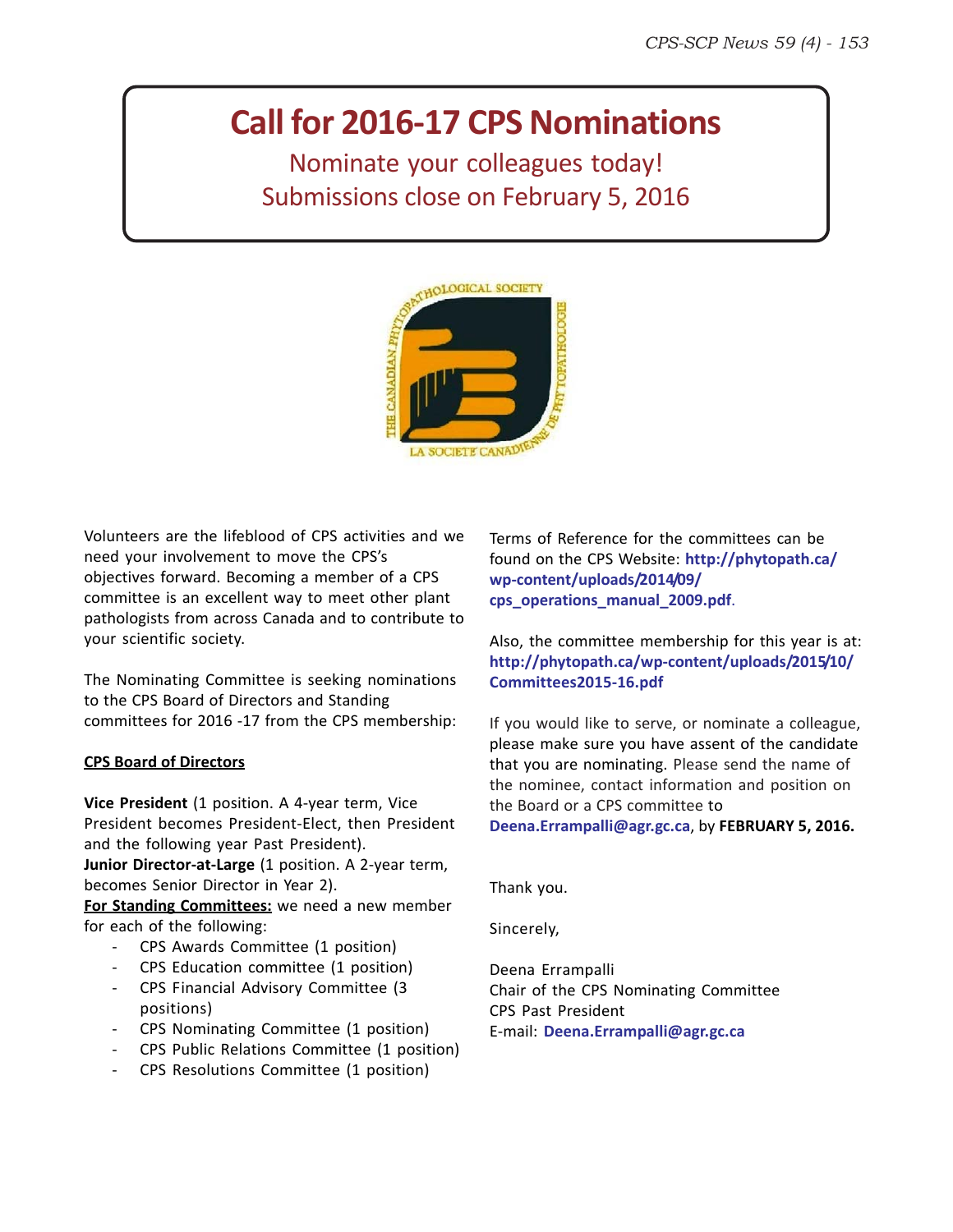# Call for 2016-17 CPS Nominations

Nominate your colleagues today!
Submissions close on February 5, 2016

Volunteers are the lifeblood of CPS activities and we need your involvement to move the CPS's objectives forward. Becoming a member of a CPS committee is an excellent way to meet other plant pathologists from across Canada and to contribute to your scientific society.

The Nominating Committee is seeking nominations to the CPS Board of Directors and Standing committees for 2016 -17 from the CPS membership:

**CPS Board of Directors**

**Vice President** (1 position. A 4-year term, Vice President becomes President-Elect, then President and the following year Past President).
**Junior Director-at-Large** (1 position. A 2-year term, becomes Senior Director in Year 2).
**For Standing Committees:** we need a new member for each of the following:

- CPS Awards Committee (1 position)
- CPS Education committee (1 position)
- CPS Financial Advisory Committee (3 positions)
- CPS Nominating Committee (1 position)
- CPS Public Relations Committee (1 position)
- CPS Resolutions Committee (1 position)

Terms of Reference for the committees can be found on the CPS Website: **http://phytopath.ca/wp-content/uploads/2014/09/cps_operations_manual_2009.pdf**.

Also, the committee membership for this year is at: **http://phytopath.ca/wp-content/uploads/2015/10/Committees2015-16.pdf**

If you would like to serve, or nominate a colleague, please make sure you have assent of the candidate that you are nominating. Please send the name of the nominee, contact information and position on the Board or a CPS committee to **Deena.Errampalli@agr.gc.ca**, by **FEBRUARY 5, 2016.**

Thank you.

Sincerely,

Deena Errampalli
Chair of the CPS Nominating Committee
CPS Past President
E-mail: **Deena.Errampalli@agr.gc.ca**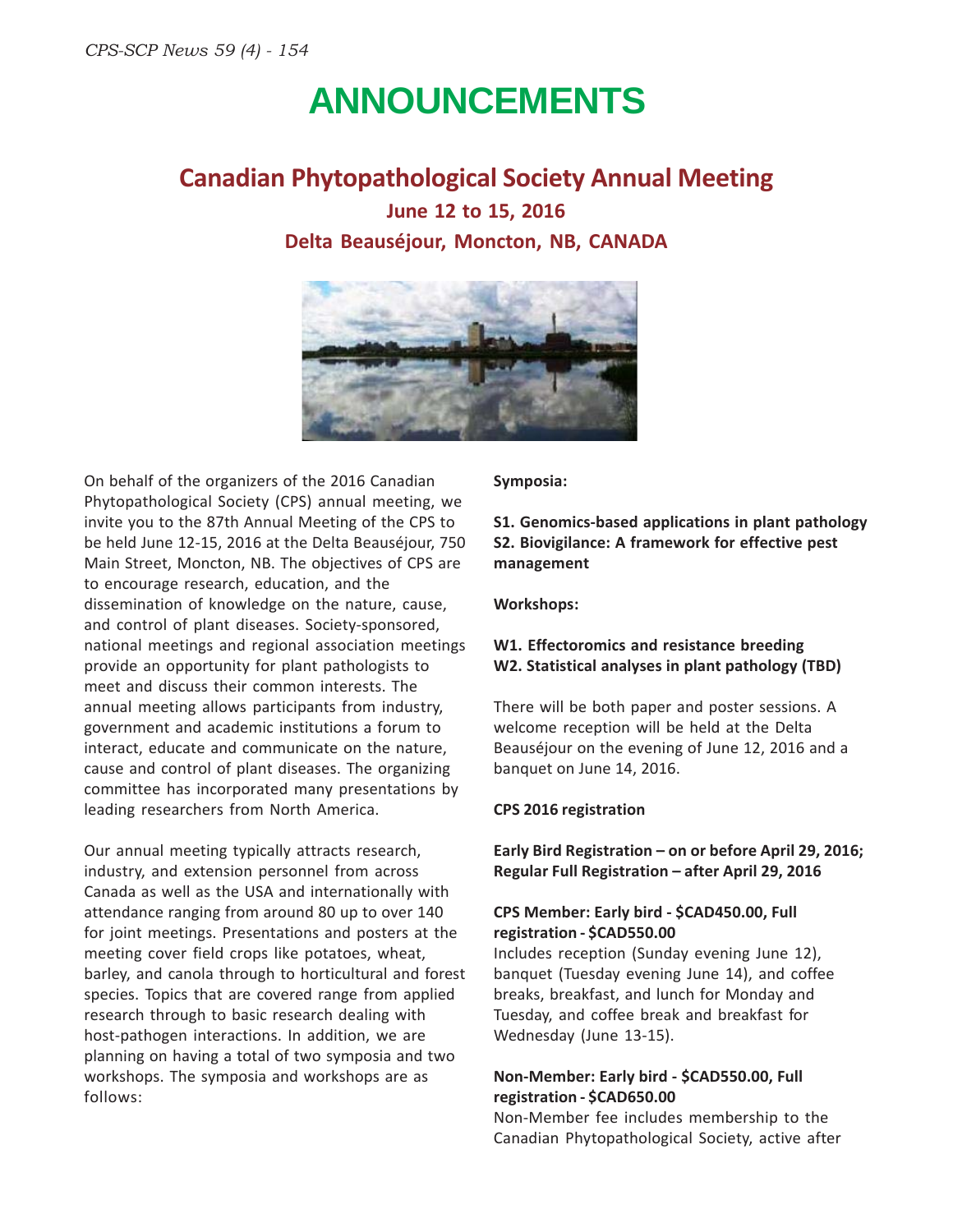# ANNOUNCEMENTS

## Canadian Phytopathological Society Annual Meeting

### June 12 to 15, 2016

### Delta Beauséjour, Moncton, NB, CANADA

On behalf of the organizers of the 2016 Canadian Phytopathological Society (CPS) annual meeting, we invite you to the 87th Annual Meeting of the CPS to be held June 12-15, 2016 at the Delta Beauséjour, 750 Main Street, Moncton, NB. The objectives of CPS are to encourage research, education, and the dissemination of knowledge on the nature, cause, and control of plant diseases. Society-sponsored, national meetings and regional association meetings provide an opportunity for plant pathologists to meet and discuss their common interests. The annual meeting allows participants from industry, government and academic institutions a forum to interact, educate and communicate on the nature, cause and control of plant diseases. The organizing committee has incorporated many presentations by leading researchers from North America.

Our annual meeting typically attracts research, industry, and extension personnel from across Canada as well as the USA and internationally with attendance ranging from around 80 up to over 140 for joint meetings. Presentations and posters at the meeting cover field crops like potatoes, wheat, barley, and canola through to horticultural and forest species. Topics that are covered range from applied research through to basic research dealing with host-pathogen interactions. In addition, we are planning on having a total of two symposia and two workshops. The symposia and workshops are as follows:

**Symposia:**

**S1. Genomics-based applications in plant pathology**
**S2. Biovigilance: A framework for effective pest management**

**Workshops:**

**W1. Effectoromics and resistance breeding**
**W2. Statistical analyses in plant pathology (TBD)**

There will be both paper and poster sessions. A welcome reception will be held at the Delta Beauséjour on the evening of June 12, 2016 and a banquet on June 14, 2016.

**CPS 2016 registration**

**Early Bird Registration – on or before April 29, 2016; Regular Full Registration – after April 29, 2016**

**CPS Member: Early bird - $CAD450.00, Full registration - $CAD550.00**
Includes reception (Sunday evening June 12), banquet (Tuesday evening June 14), and coffee breaks, breakfast, and lunch for Monday and Tuesday, and coffee break and breakfast for Wednesday (June 13-15).

**Non-Member: Early bird - $CAD550.00, Full registration - $CAD650.00**
Non-Member fee includes membership to the Canadian Phytopathological Society, active after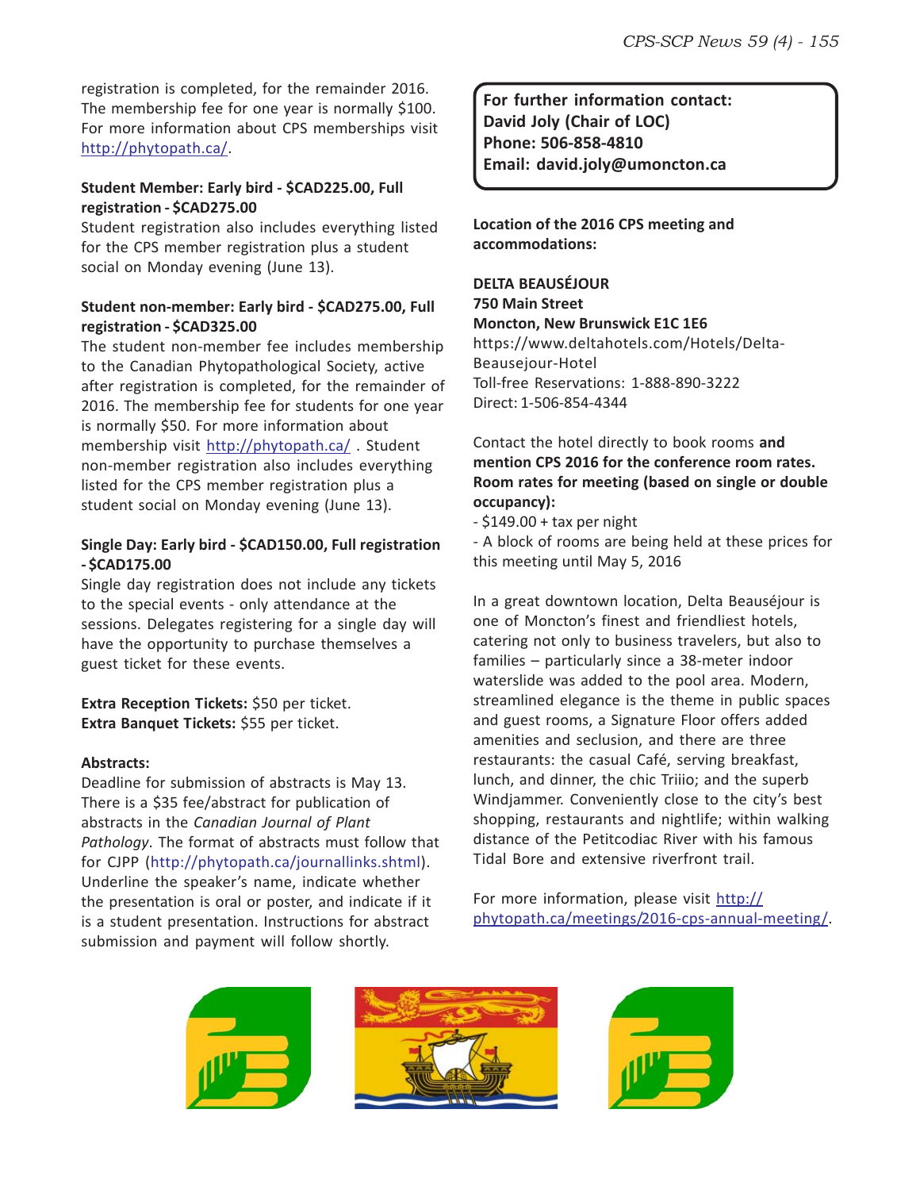registration is completed, for the remainder 2016. The membership fee for one year is normally $100. For more information about CPS memberships visit http://phytopath.ca/.

**Student Member: Early bird - $CAD225.00, Full registration - $CAD275.00**

Student registration also includes everything listed for the CPS member registration plus a student social on Monday evening (June 13).

**Student non-member: Early bird - $CAD275.00, Full registration - $CAD325.00**

The student non-member fee includes membership to the Canadian Phytopathological Society, active after registration is completed, for the remainder of 2016. The membership fee for students for one year is normally $50. For more information about membership visit http://phytopath.ca/ . Student non-member registration also includes everything listed for the CPS member registration plus a student social on Monday evening (June 13).

**Single Day: Early bird - $CAD150.00, Full registration - $CAD175.00**

Single day registration does not include any tickets to the special events - only attendance at the sessions. Delegates registering for a single day will have the opportunity to purchase themselves a guest ticket for these events.

**Extra Reception Tickets:** $50 per ticket.
**Extra Banquet Tickets:** $55 per ticket.

**Abstracts:**

Deadline for submission of abstracts is May 13. There is a $35 fee/abstract for publication of abstracts in the *Canadian Journal of Plant Pathology*. The format of abstracts must follow that for CJPP (http://phytopath.ca/journallinks.shtml). Underline the speaker's name, indicate whether the presentation is oral or poster, and indicate if it is a student presentation. Instructions for abstract submission and payment will follow shortly.

**For further information contact:**
**David Joly (Chair of LOC)**
**Phone: 506-858-4810**
**Email: david.joly@umoncton.ca**

**Location of the 2016 CPS meeting and accommodations:**

**DELTA BEAUSÉJOUR**
**750 Main Street**
**Moncton, New Brunswick E1C 1E6**
https://www.deltahotels.com/Hotels/Delta-Beausejour-Hotel
Toll-free Reservations: 1-888-890-3222
Direct: 1-506-854-4344

Contact the hotel directly to book rooms **and mention CPS 2016 for the conference room rates. Room rates for meeting (based on single or double occupancy):**

- $149.00 + tax per night
- A block of rooms are being held at these prices for this meeting until May 5, 2016

In a great downtown location, Delta Beauséjour is one of Moncton's finest and friendliest hotels, catering not only to business travelers, but also to families – particularly since a 38-meter indoor waterslide was added to the pool area. Modern, streamlined elegance is the theme in public spaces and guest rooms, a Signature Floor offers added amenities and seclusion, and there are three restaurants: the casual Café, serving breakfast, lunch, and dinner, the chic Triiio; and the superb Windjammer. Conveniently close to the city's best shopping, restaurants and nightlife; within walking distance of the Petitcodiac River with his famous Tidal Bore and extensive riverfront trail.

For more information, please visit http://phytopath.ca/meetings/2016-cps-annual-meeting/.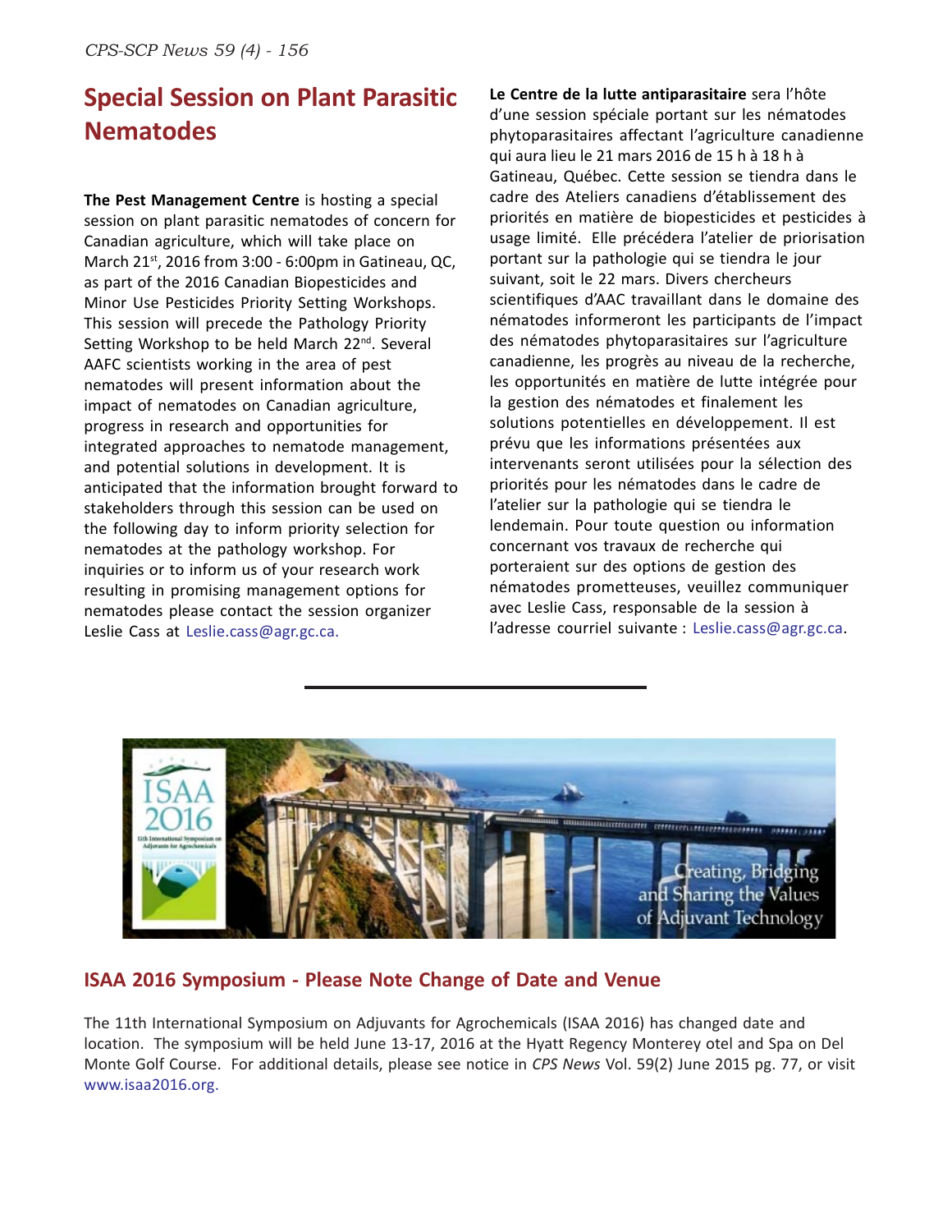## Special Session on Plant Parasitic Nematodes

**The Pest Management Centre** is hosting a special session on plant parasitic nematodes of concern for Canadian agriculture, which will take place on March 21st, 2016 from 3:00 - 6:00pm in Gatineau, QC, as part of the 2016 Canadian Biopesticides and Minor Use Pesticides Priority Setting Workshops. This session will precede the Pathology Priority Setting Workshop to be held March 22nd. Several AAFC scientists working in the area of pest nematodes will present information about the impact of nematodes on Canadian agriculture, progress in research and opportunities for integrated approaches to nematode management, and potential solutions in development. It is anticipated that the information brought forward to stakeholders through this session can be used on the following day to inform priority selection for nematodes at the pathology workshop. For inquiries or to inform us of your research work resulting in promising management options for nematodes please contact the session organizer Leslie Cass at Leslie.cass@agr.gc.ca.

**Le Centre de la lutte antiparasitaire** sera l'hôte d'une session spéciale portant sur les nématodes phytoparasitaires affectant l'agriculture canadienne qui aura lieu le 21 mars 2016 de 15 h à 18 h à Gatineau, Québec. Cette session se tiendra dans le cadre des Ateliers canadiens d'établissement des priorités en matière de biopesticides et pesticides à usage limité. Elle précédera l'atelier de priorisation portant sur la pathologie qui se tiendra le jour suivant, soit le 22 mars. Divers chercheurs scientifiques d'AAC travaillant dans le domaine des nématodes informeront les participants de l'impact des nématodes phytoparasitaires sur l'agriculture canadienne, les progrès au niveau de la recherche, les opportunités en matière de lutte intégrée pour la gestion des nématodes et finalement les solutions potentielles en développement. Il est prévu que les informations présentées aux intervenants seront utilisées pour la sélection des priorités pour les nématodes dans le cadre de l'atelier sur la pathologie qui se tiendra le lendemain. Pour toute question ou information concernant vos travaux de recherche qui porteraient sur des options de gestion des nématodes prometteuses, veuillez communiquer avec Leslie Cass, responsable de la session à l'adresse courriel suivante : Leslie.cass@agr.gc.ca.

---

## ISAA 2016 Symposium - Please Note Change of Date and Venue

The 11th International Symposium on Adjuvants for Agrochemicals (ISAA 2016) has changed date and location. The symposium will be held June 13-17, 2016 at the Hyatt Regency Monterey otel and Spa on Del Monte Golf Course. For additional details, please see notice in *CPS News* Vol. 59(2) June 2015 pg. 77, or visit www.isaa2016.org.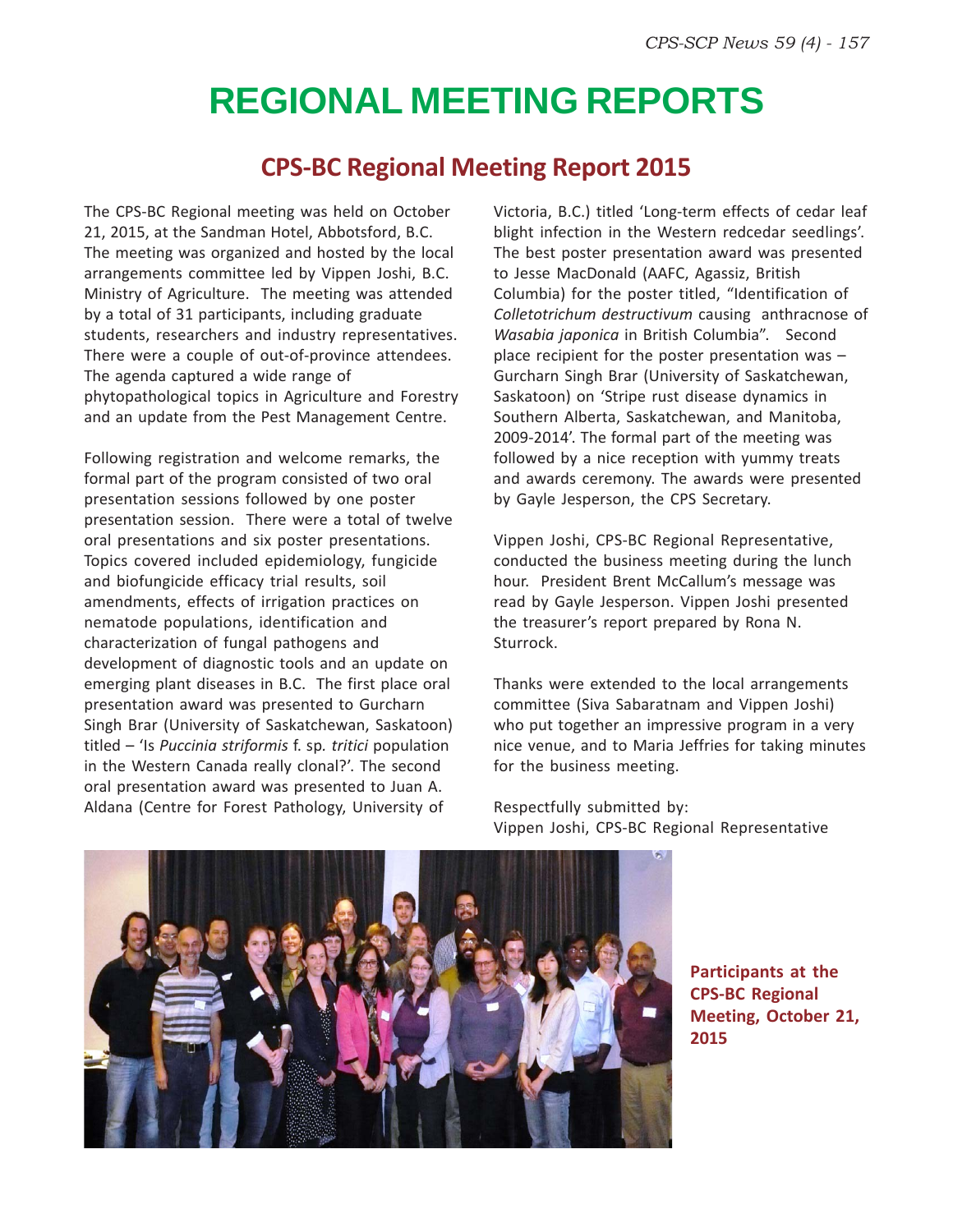# REGIONAL MEETING REPORTS

## CPS-BC Regional Meeting Report 2015

The CPS-BC Regional meeting was held on October 21, 2015, at the Sandman Hotel, Abbotsford, B.C. The meeting was organized and hosted by the local arrangements committee led by Vippen Joshi, B.C. Ministry of Agriculture. The meeting was attended by a total of 31 participants, including graduate students, researchers and industry representatives. There were a couple of out-of-province attendees. The agenda captured a wide range of phytopathological topics in Agriculture and Forestry and an update from the Pest Management Centre.

Following registration and welcome remarks, the formal part of the program consisted of two oral presentation sessions followed by one poster presentation session. There were a total of twelve oral presentations and six poster presentations. Topics covered included epidemiology, fungicide and biofungicide efficacy trial results, soil amendments, effects of irrigation practices on nematode populations, identification and characterization of fungal pathogens and development of diagnostic tools and an update on emerging plant diseases in B.C. The first place oral presentation award was presented to Gurcharn Singh Brar (University of Saskatchewan, Saskatoon) titled – 'Is *Puccinia striformis* f. sp. *tritici* population in the Western Canada really clonal?'. The second oral presentation award was presented to Juan A. Aldana (Centre for Forest Pathology, University of Victoria, B.C.) titled 'Long-term effects of cedar leaf blight infection in the Western redcedar seedlings'. The best poster presentation award was presented to Jesse MacDonald (AAFC, Agassiz, British Columbia) for the poster titled, "Identification of *Colletotrichum destructivum* causing anthracnose of *Wasabia japonica* in British Columbia". Second place recipient for the poster presentation was – Gurcharn Singh Brar (University of Saskatchewan, Saskatoon) on 'Stripe rust disease dynamics in Southern Alberta, Saskatchewan, and Manitoba, 2009-2014'. The formal part of the meeting was followed by a nice reception with yummy treats and awards ceremony. The awards were presented by Gayle Jesperson, the CPS Secretary.

Vippen Joshi, CPS-BC Regional Representative, conducted the business meeting during the lunch hour. President Brent McCallum's message was read by Gayle Jesperson. Vippen Joshi presented the treasurer's report prepared by Rona N. Sturrock.

Thanks were extended to the local arrangements committee (Siva Sabaratnam and Vippen Joshi) who put together an impressive program in a very nice venue, and to Maria Jeffries for taking minutes for the business meeting.

Respectfully submitted by:
Vippen Joshi, CPS-BC Regional Representative

**Participants at the CPS-BC Regional Meeting, October 21, 2015**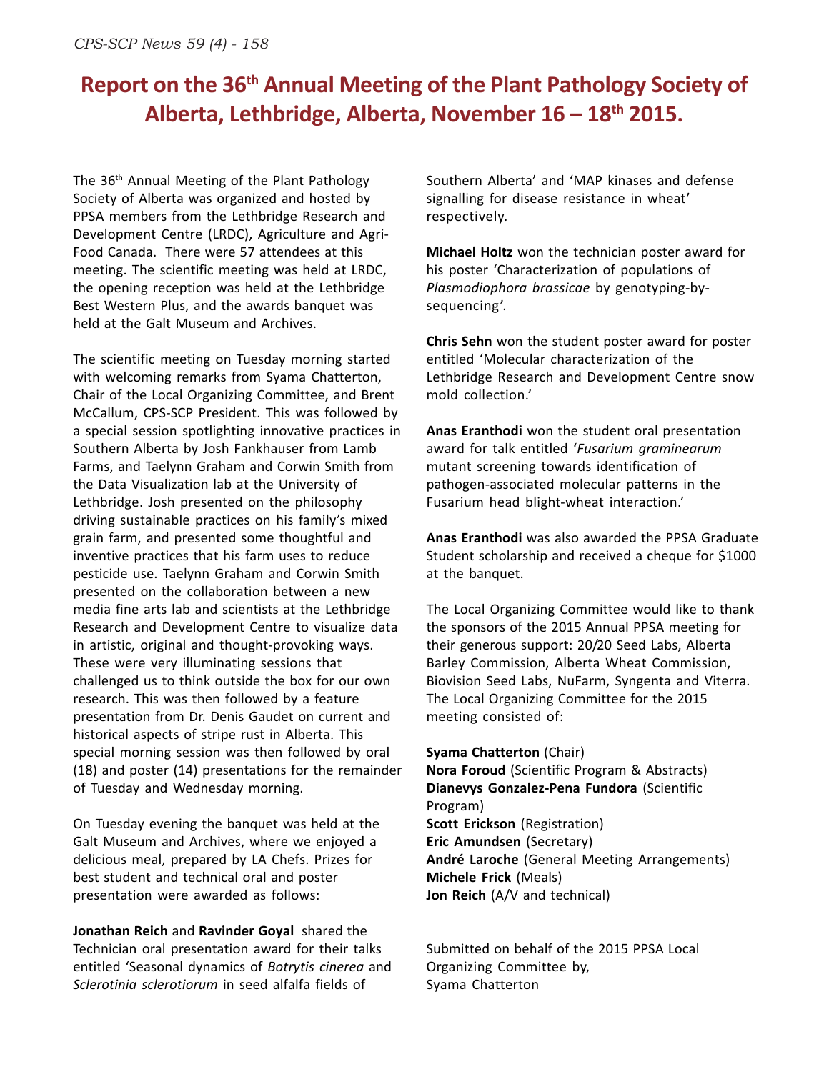# Report on the 36th Annual Meeting of the Plant Pathology Society of Alberta, Lethbridge, Alberta, November 16 – 18th 2015.

The 36th Annual Meeting of the Plant Pathology Society of Alberta was organized and hosted by PPSA members from the Lethbridge Research and Development Centre (LRDC), Agriculture and Agri-Food Canada. There were 57 attendees at this meeting. The scientific meeting was held at LRDC, the opening reception was held at the Lethbridge Best Western Plus, and the awards banquet was held at the Galt Museum and Archives.

The scientific meeting on Tuesday morning started with welcoming remarks from Syama Chatterton, Chair of the Local Organizing Committee, and Brent McCallum, CPS-SCP President. This was followed by a special session spotlighting innovative practices in Southern Alberta by Josh Fankhauser from Lamb Farms, and Taelynn Graham and Corwin Smith from the Data Visualization lab at the University of Lethbridge. Josh presented on the philosophy driving sustainable practices on his family's mixed grain farm, and presented some thoughtful and inventive practices that his farm uses to reduce pesticide use. Taelynn Graham and Corwin Smith presented on the collaboration between a new media fine arts lab and scientists at the Lethbridge Research and Development Centre to visualize data in artistic, original and thought-provoking ways. These were very illuminating sessions that challenged us to think outside the box for our own research. This was then followed by a feature presentation from Dr. Denis Gaudet on current and historical aspects of stripe rust in Alberta. This special morning session was then followed by oral (18) and poster (14) presentations for the remainder of Tuesday and Wednesday morning.

On Tuesday evening the banquet was held at the Galt Museum and Archives, where we enjoyed a delicious meal, prepared by LA Chefs. Prizes for best student and technical oral and poster presentation were awarded as follows:

**Jonathan Reich** and **Ravinder Goyal** shared the Technician oral presentation award for their talks entitled 'Seasonal dynamics of *Botrytis cinerea* and *Sclerotinia sclerotiorum* in seed alfalfa fields of Southern Alberta' and 'MAP kinases and defense signalling for disease resistance in wheat' respectively.

**Michael Holtz** won the technician poster award for his poster 'Characterization of populations of *Plasmodiophora brassicae* by genotyping-by-sequencing'.

**Chris Sehn** won the student poster award for poster entitled 'Molecular characterization of the Lethbridge Research and Development Centre snow mold collection.'

**Anas Eranthodi** won the student oral presentation award for talk entitled '*Fusarium graminearum* mutant screening towards identification of pathogen-associated molecular patterns in the Fusarium head blight-wheat interaction.'

**Anas Eranthodi** was also awarded the PPSA Graduate Student scholarship and received a cheque for $1000 at the banquet.

The Local Organizing Committee would like to thank the sponsors of the 2015 Annual PPSA meeting for their generous support: 20/20 Seed Labs, Alberta Barley Commission, Alberta Wheat Commission, Biovision Seed Labs, NuFarm, Syngenta and Viterra. The Local Organizing Committee for the 2015 meeting consisted of:

**Syama Chatterton** (Chair)  
**Nora Foroud** (Scientific Program & Abstracts)  
**Dianevys Gonzalez-Pena Fundora** (Scientific Program)  
**Scott Erickson** (Registration)  
**Eric Amundsen** (Secretary)  
**André Laroche** (General Meeting Arrangements)  
**Michele Frick** (Meals)  
**Jon Reich** (A/V and technical)

Submitted on behalf of the 2015 PPSA Local Organizing Committee by,  
Syama Chatterton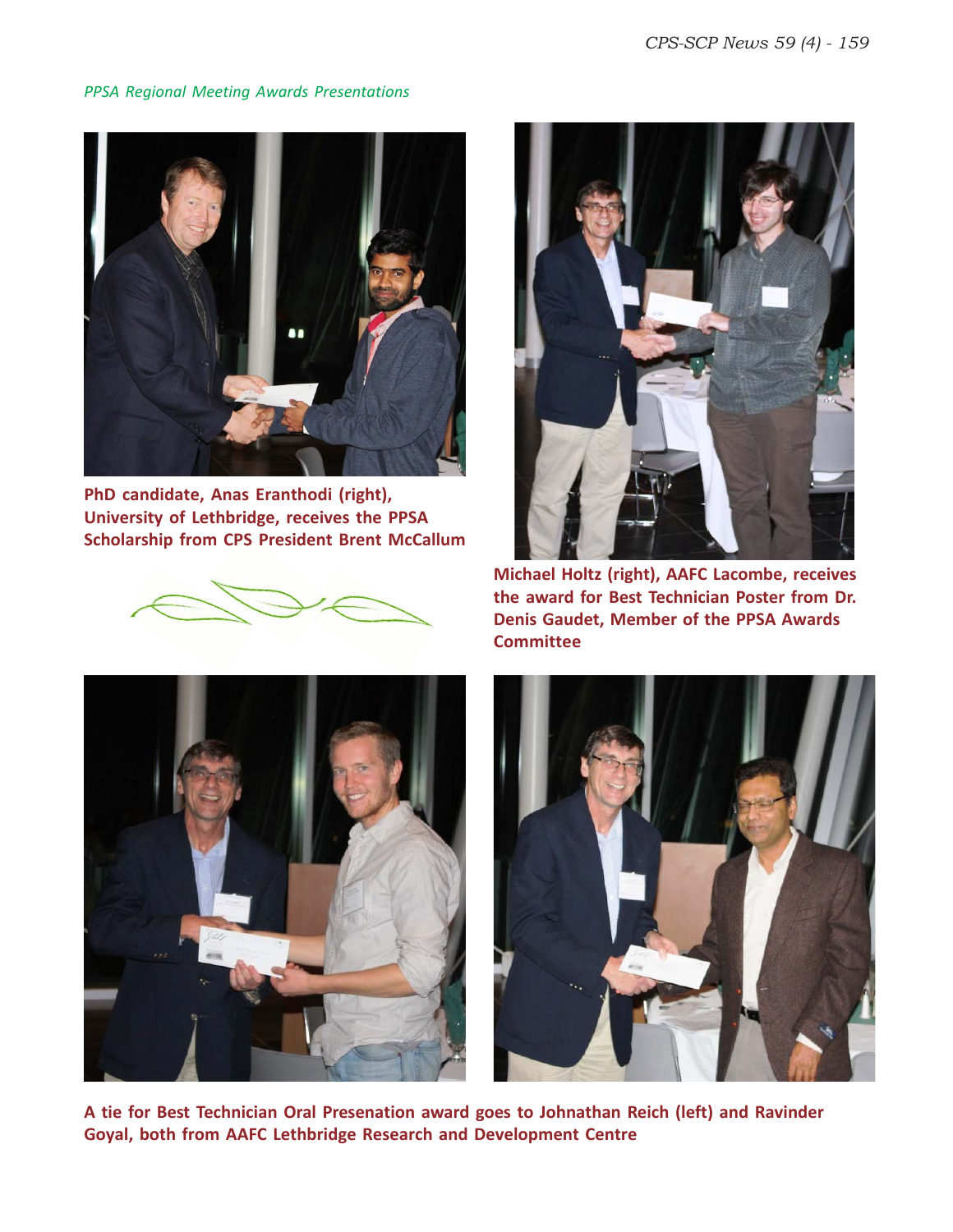*PPSA Regional Meeting Awards Presentations*

**PhD candidate, Anas Eranthodi (right), University of Lethbridge, receives the PPSA Scholarship from CPS President Brent McCallum**

**Michael Holtz (right), AAFC Lacombe, receives the award for Best Technician Poster from Dr. Denis Gaudet, Member of the PPSA Awards Committee**

**A tie for Best Technician Oral Presenation award goes to Johnathan Reich (left) and Ravinder Goyal, both from AAFC Lethbridge Research and Development Centre**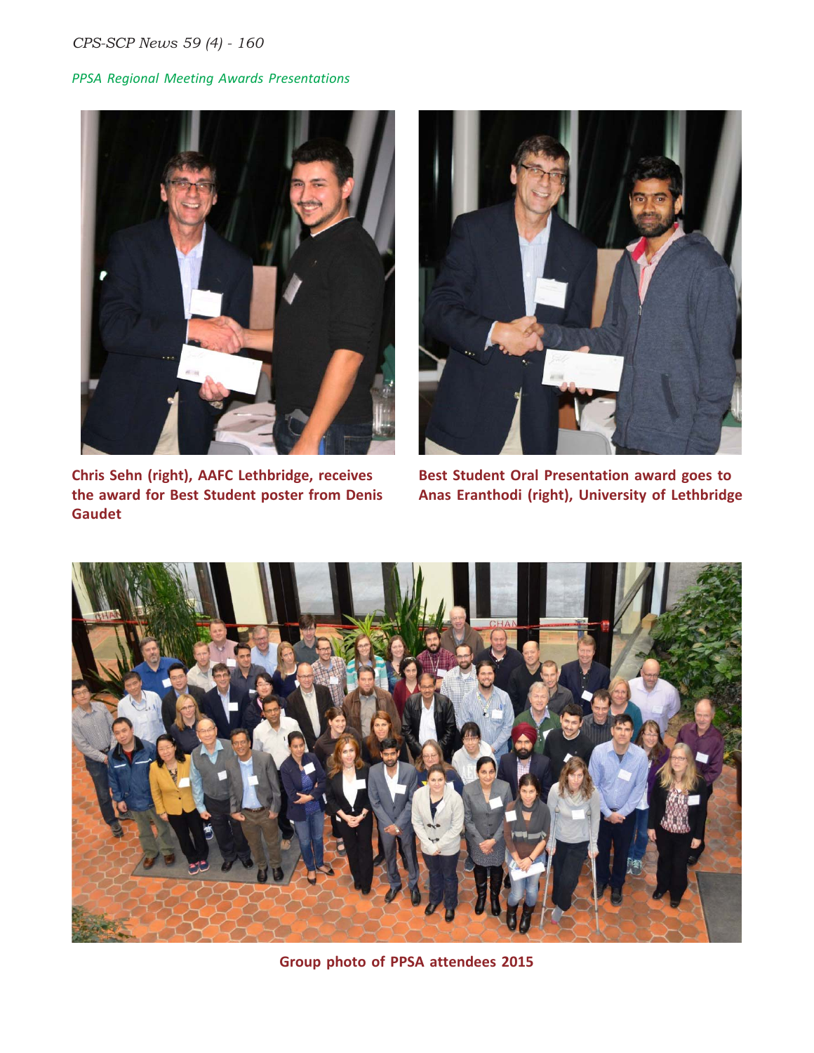*PPSA Regional Meeting Awards Presentations*

**Chris Sehn (right), AAFC Lethbridge, receives the award for Best Student poster from Denis Gaudet**

**Best Student Oral Presentation award goes to Anas Eranthodi (right), University of Lethbridge**

**Group photo of PPSA attendees 2015**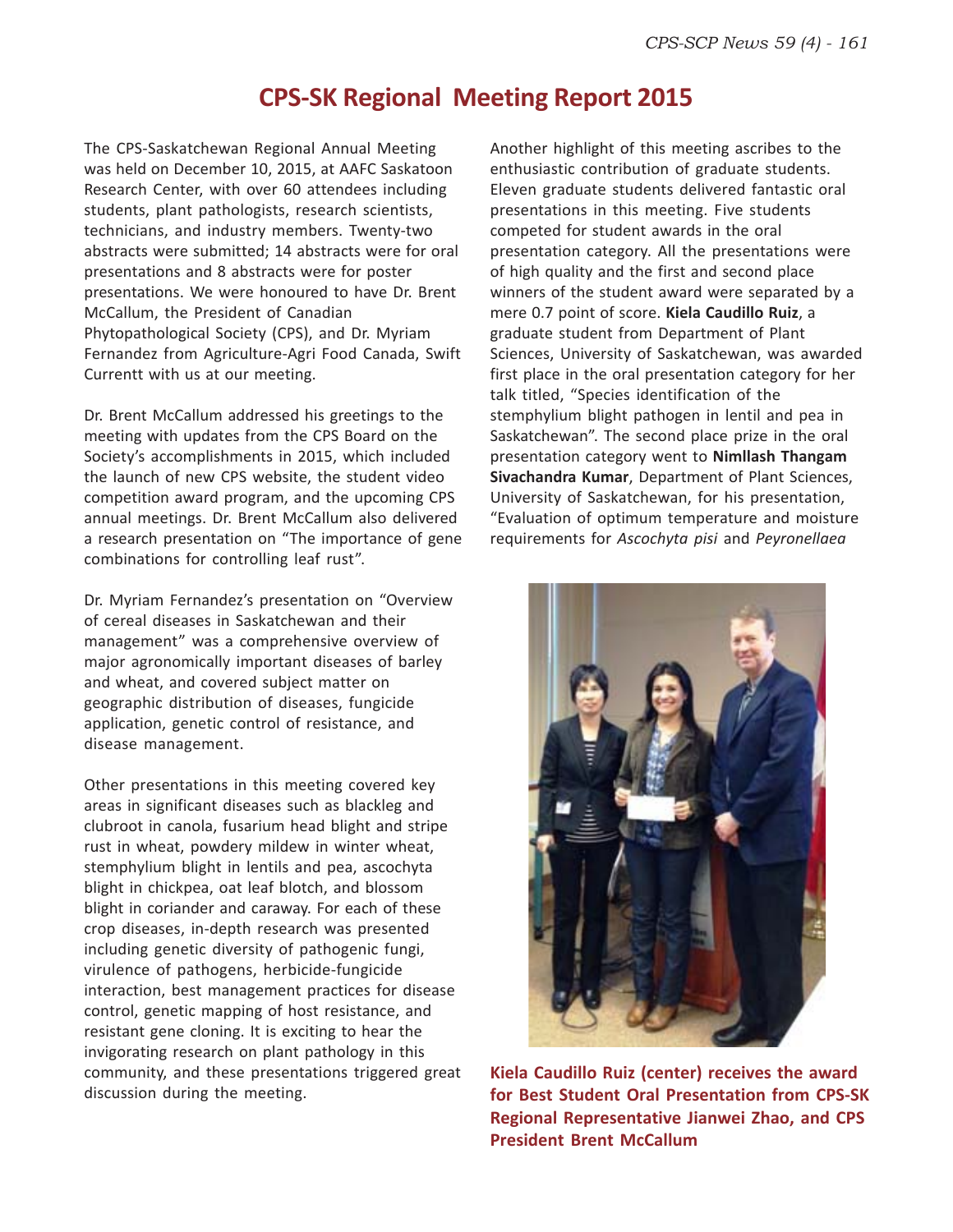# CPS-SK Regional Meeting Report 2015

The CPS-Saskatchewan Regional Annual Meeting was held on December 10, 2015, at AAFC Saskatoon Research Center, with over 60 attendees including students, plant pathologists, research scientists, technicians, and industry members. Twenty-two abstracts were submitted; 14 abstracts were for oral presentations and 8 abstracts were for poster presentations. We were honoured to have Dr. Brent McCallum, the President of Canadian Phytopathological Society (CPS), and Dr. Myriam Fernandez from Agriculture-Agri Food Canada, Swift Currentt with us at our meeting.

Dr. Brent McCallum addressed his greetings to the meeting with updates from the CPS Board on the Society's accomplishments in 2015, which included the launch of new CPS website, the student video competition award program, and the upcoming CPS annual meetings. Dr. Brent McCallum also delivered a research presentation on "The importance of gene combinations for controlling leaf rust".

Dr. Myriam Fernandez's presentation on "Overview of cereal diseases in Saskatchewan and their management" was a comprehensive overview of major agronomically important diseases of barley and wheat, and covered subject matter on geographic distribution of diseases, fungicide application, genetic control of resistance, and disease management.

Other presentations in this meeting covered key areas in significant diseases such as blackleg and clubroot in canola, fusarium head blight and stripe rust in wheat, powdery mildew in winter wheat, stemphylium blight in lentils and pea, ascochyta blight in chickpea, oat leaf blotch, and blossom blight in coriander and caraway. For each of these crop diseases, in-depth research was presented including genetic diversity of pathogenic fungi, virulence of pathogens, herbicide-fungicide interaction, best management practices for disease control, genetic mapping of host resistance, and resistant gene cloning. It is exciting to hear the invigorating research on plant pathology in this community, and these presentations triggered great discussion during the meeting.

Another highlight of this meeting ascribes to the enthusiastic contribution of graduate students. Eleven graduate students delivered fantastic oral presentations in this meeting. Five students competed for student awards in the oral presentation category. All the presentations were of high quality and the first and second place winners of the student award were separated by a mere 0.7 point of score. **Kiela Caudillo Ruiz**, a graduate student from Department of Plant Sciences, University of Saskatchewan, was awarded first place in the oral presentation category for her talk titled, "Species identification of the stemphylium blight pathogen in lentil and pea in Saskatchewan". The second place prize in the oral presentation category went to **Nimllash Thangam Sivachandra Kumar**, Department of Plant Sciences, University of Saskatchewan, for his presentation, "Evaluation of optimum temperature and moisture requirements for *Ascochyta pisi* and *Peyronellaea*

**Kiela Caudillo Ruiz (center) receives the award for Best Student Oral Presentation from CPS-SK Regional Representative Jianwei Zhao, and CPS President Brent McCallum**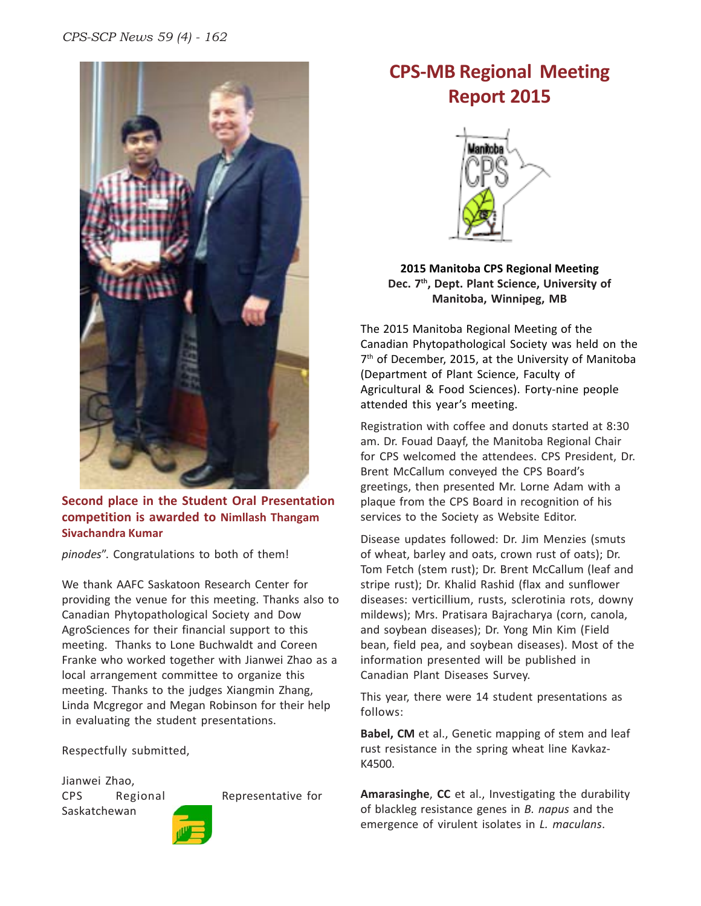**Second place in the Student Oral Presentation competition is awarded to Nimllash Thangam Sivachandra Kumar**

*pinodes*". Congratulations to both of them!

We thank AAFC Saskatoon Research Center for providing the venue for this meeting. Thanks also to Canadian Phytopathological Society and Dow AgroSciences for their financial support to this meeting. Thanks to Lone Buchwaldt and Coreen Franke who worked together with Jianwei Zhao as a local arrangement committee to organize this meeting. Thanks to the judges Xiangmin Zhang, Linda Mcgregor and Megan Robinson for their help in evaluating the student presentations.

Respectfully submitted,

Jianwei Zhao,
CPS Regional Representative for Saskatchewan

# CPS-MB Regional Meeting Report 2015

**2015 Manitoba CPS Regional Meeting**
**Dec. 7th, Dept. Plant Science, University of Manitoba, Winnipeg, MB**

The 2015 Manitoba Regional Meeting of the Canadian Phytopathological Society was held on the 7th of December, 2015, at the University of Manitoba (Department of Plant Science, Faculty of Agricultural & Food Sciences). Forty-nine people attended this year's meeting.

Registration with coffee and donuts started at 8:30 am. Dr. Fouad Daayf, the Manitoba Regional Chair for CPS welcomed the attendees. CPS President, Dr. Brent McCallum conveyed the CPS Board's greetings, then presented Mr. Lorne Adam with a plaque from the CPS Board in recognition of his services to the Society as Website Editor.

Disease updates followed: Dr. Jim Menzies (smuts of wheat, barley and oats, crown rust of oats); Dr. Tom Fetch (stem rust); Dr. Brent McCallum (leaf and stripe rust); Dr. Khalid Rashid (flax and sunflower diseases: verticillium, rusts, sclerotinia rots, downy mildews); Mrs. Pratisara Bajracharya (corn, canola, and soybean diseases); Dr. Yong Min Kim (Field bean, field pea, and soybean diseases). Most of the information presented will be published in Canadian Plant Diseases Survey.

This year, there were 14 student presentations as follows:

**Babel, CM** et al., Genetic mapping of stem and leaf rust resistance in the spring wheat line Kavkaz-K4500.

**Amarasinghe**, **CC** et al., Investigating the durability of blackleg resistance genes in *B. napus* and the emergence of virulent isolates in *L. maculans*.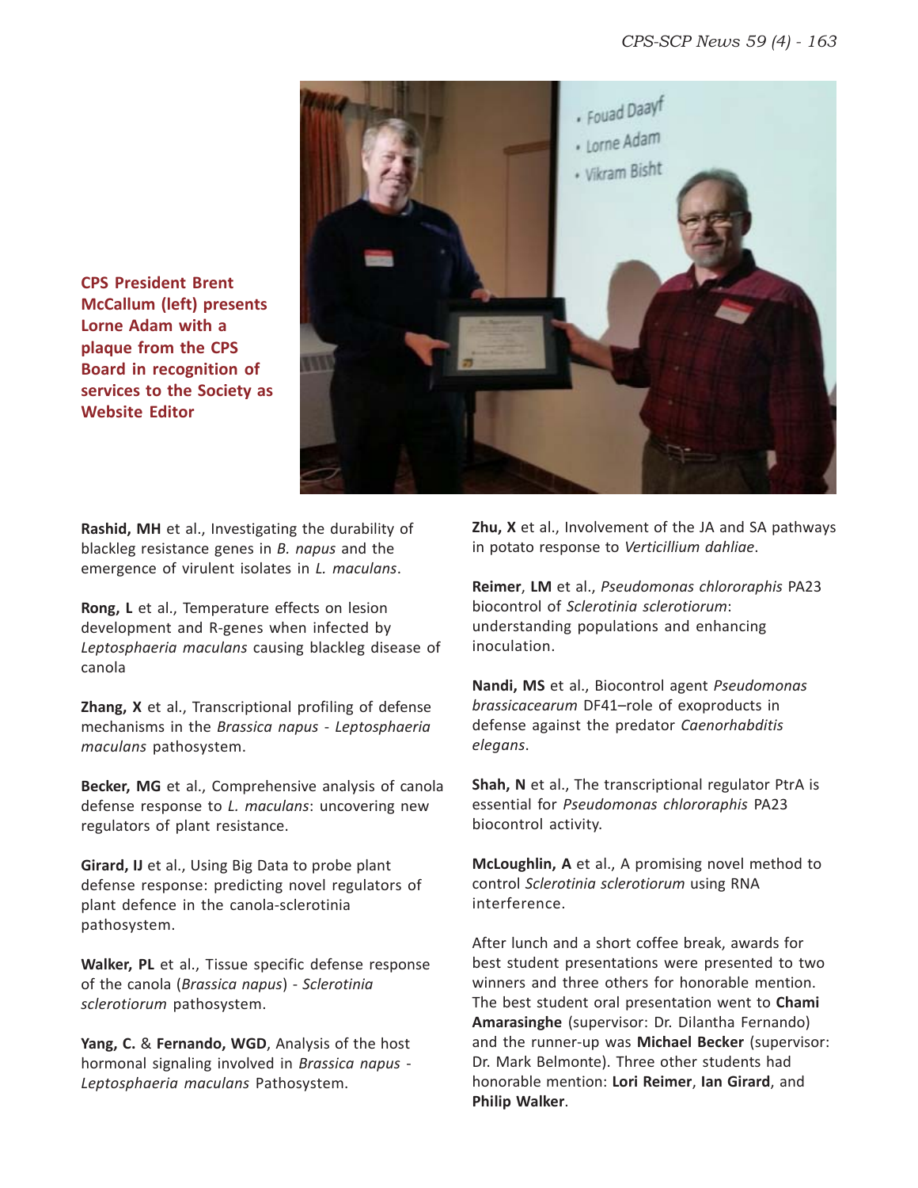CPS President Brent McCallum (left) presents Lorne Adam with a plaque from the CPS Board in recognition of services to the Society as Website Editor

**Rashid, MH** et al., Investigating the durability of blackleg resistance genes in *B. napus* and the emergence of virulent isolates in *L. maculans*.

**Rong, L** et al., Temperature effects on lesion development and R-genes when infected by *Leptosphaeria maculans* causing blackleg disease of canola

**Zhang, X** et al., Transcriptional profiling of defense mechanisms in the *Brassica napus* - *Leptosphaeria maculans* pathosystem.

**Becker, MG** et al., Comprehensive analysis of canola defense response to *L. maculans*: uncovering new regulators of plant resistance.

**Girard, IJ** et al., Using Big Data to probe plant defense response: predicting novel regulators of plant defence in the canola-sclerotinia pathosystem.

**Walker, PL** et al., Tissue specific defense response of the canola (*Brassica napus*) - *Sclerotinia sclerotiorum* pathosystem.

**Yang, C.** & **Fernando, WGD**, Analysis of the host hormonal signaling involved in *Brassica napus* - *Leptosphaeria maculans* Pathosystem.

**Zhu, X** et al., Involvement of the JA and SA pathways in potato response to *Verticillium dahliae*.

**Reimer**, **LM** et al., *Pseudomonas chlororaphis* PA23 biocontrol of *Sclerotinia sclerotiorum*: understanding populations and enhancing inoculation.

**Nandi, MS** et al., Biocontrol agent *Pseudomonas brassicacearum* DF41–role of exoproducts in defense against the predator *Caenorhabditis elegans*.

**Shah, N** et al., The transcriptional regulator PtrA is essential for *Pseudomonas chlororaphis* PA23 biocontrol activity.

**McLoughlin, A** et al., A promising novel method to control *Sclerotinia sclerotiorum* using RNA interference.

After lunch and a short coffee break, awards for best student presentations were presented to two winners and three others for honorable mention. The best student oral presentation went to **Chami Amarasinghe** (supervisor: Dr. Dilantha Fernando) and the runner-up was **Michael Becker** (supervisor: Dr. Mark Belmonte). Three other students had honorable mention: **Lori Reimer**, **Ian Girard**, and **Philip Walker**.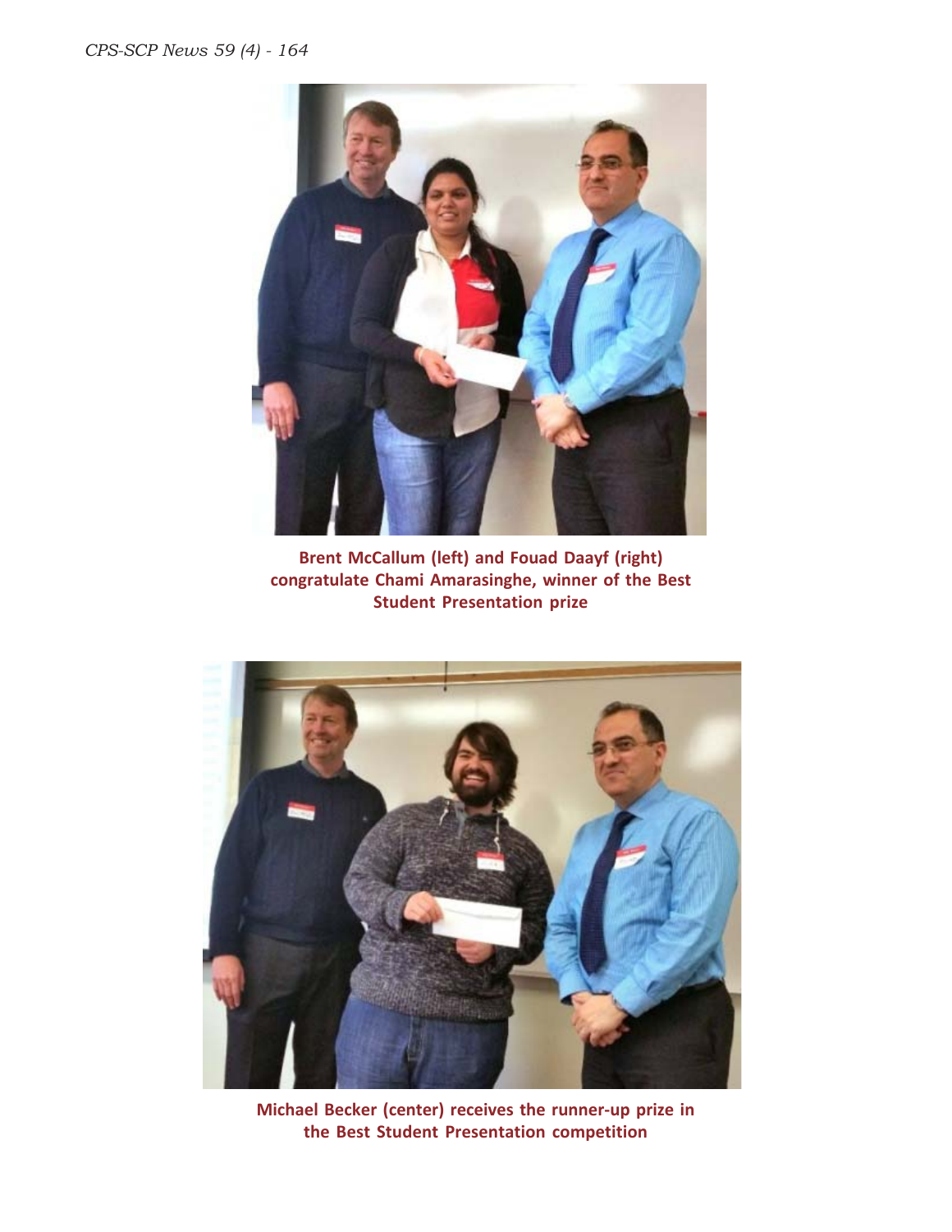Brent McCallum (left) and Fouad Daayf (right) congratulate Chami Amarasinghe, winner of the Best Student Presentation prize

Michael Becker (center) receives the runner-up prize in the Best Student Presentation competition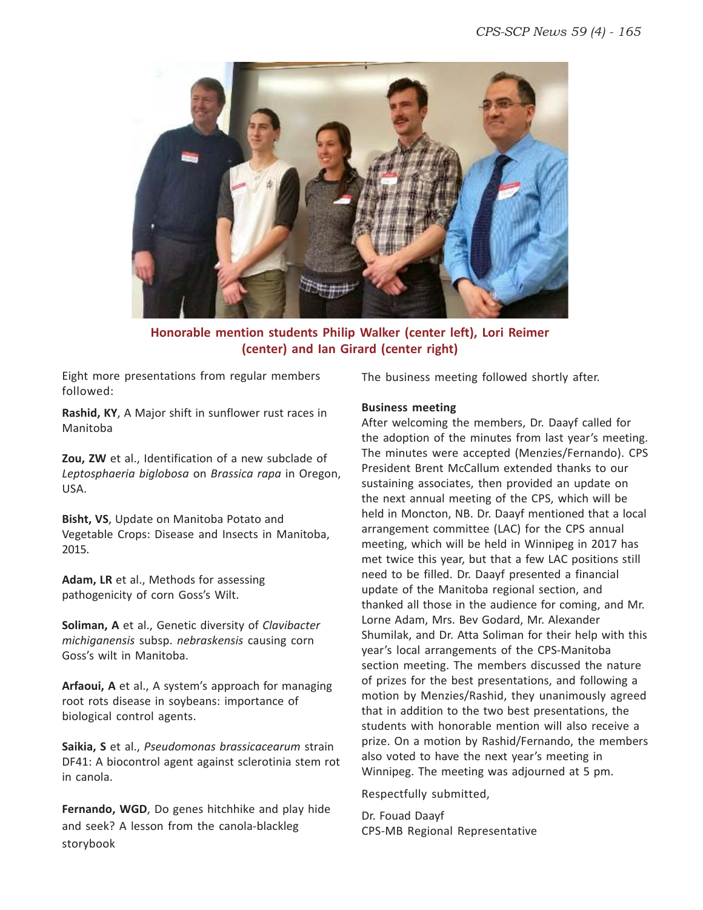Honorable mention students Philip Walker (center left), Lori Reimer (center) and Ian Girard (center right)

Eight more presentations from regular members followed:

**Rashid, KY**, A Major shift in sunflower rust races in Manitoba

**Zou, ZW** et al., Identification of a new subclade of *Leptosphaeria biglobosa* on *Brassica rapa* in Oregon, USA.

**Bisht, VS**, Update on Manitoba Potato and Vegetable Crops: Disease and Insects in Manitoba, 2015.

**Adam, LR** et al., Methods for assessing pathogenicity of corn Goss's Wilt.

**Soliman, A** et al., Genetic diversity of *Clavibacter michiganensis* subsp. *nebraskensis* causing corn Goss's wilt in Manitoba.

**Arfaoui, A** et al., A system's approach for managing root rots disease in soybeans: importance of biological control agents.

**Saikia, S** et al., *Pseudomonas brassicacearum* strain DF41: A biocontrol agent against sclerotinia stem rot in canola.

**Fernando, WGD**, Do genes hitchhike and play hide and seek? A lesson from the canola-blackleg storybook

The business meeting followed shortly after.

**Business meeting**

After welcoming the members, Dr. Daayf called for the adoption of the minutes from last year's meeting. The minutes were accepted (Menzies/Fernando). CPS President Brent McCallum extended thanks to our sustaining associates, then provided an update on the next annual meeting of the CPS, which will be held in Moncton, NB. Dr. Daayf mentioned that a local arrangement committee (LAC) for the CPS annual meeting, which will be held in Winnipeg in 2017 has met twice this year, but that a few LAC positions still need to be filled. Dr. Daayf presented a financial update of the Manitoba regional section, and thanked all those in the audience for coming, and Mr. Lorne Adam, Mrs. Bev Godard, Mr. Alexander Shumilak, and Dr. Atta Soliman for their help with this year's local arrangements of the CPS-Manitoba section meeting. The members discussed the nature of prizes for the best presentations, and following a motion by Menzies/Rashid, they unanimously agreed that in addition to the two best presentations, the students with honorable mention will also receive a prize. On a motion by Rashid/Fernando, the members also voted to have the next year's meeting in Winnipeg. The meeting was adjourned at 5 pm.

Respectfully submitted,

Dr. Fouad Daayf
CPS-MB Regional Representative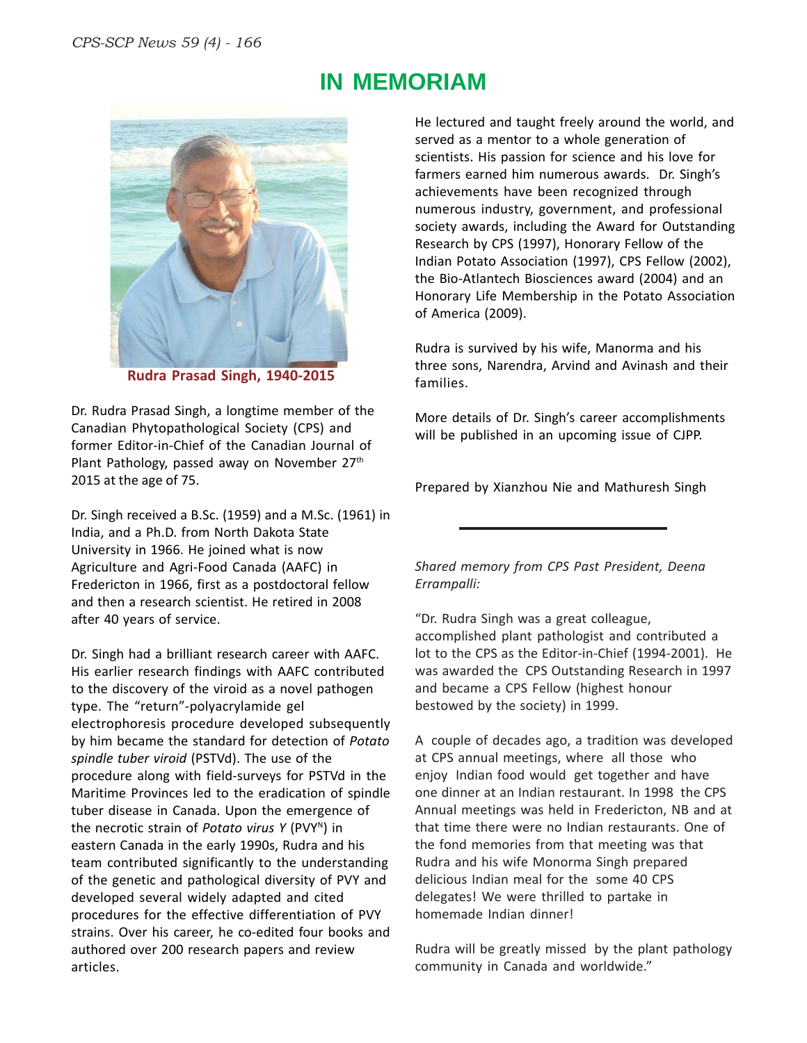# IN MEMORIAM

**Rudra Prasad Singh, 1940-2015**

Dr. Rudra Prasad Singh, a longtime member of the Canadian Phytopathological Society (CPS) and former Editor-in-Chief of the Canadian Journal of Plant Pathology, passed away on November 27th 2015 at the age of 75.

Dr. Singh received a B.Sc. (1959) and a M.Sc. (1961) in India, and a Ph.D. from North Dakota State University in 1966. He joined what is now Agriculture and Agri-Food Canada (AAFC) in Fredericton in 1966, first as a postdoctoral fellow and then a research scientist. He retired in 2008 after 40 years of service.

Dr. Singh had a brilliant research career with AAFC. His earlier research findings with AAFC contributed to the discovery of the viroid as a novel pathogen type. The "return"-polyacrylamide gel electrophoresis procedure developed subsequently by him became the standard for detection of *Potato spindle tuber viroid* (PSTVd). The use of the procedure along with field-surveys for PSTVd in the Maritime Provinces led to the eradication of spindle tuber disease in Canada. Upon the emergence of the necrotic strain of *Potato virus Y* ($PVY^N$) in eastern Canada in the early 1990s, Rudra and his team contributed significantly to the understanding of the genetic and pathological diversity of PVY and developed several widely adapted and cited procedures for the effective differentiation of PVY strains. Over his career, he co-edited four books and authored over 200 research papers and review articles.

He lectured and taught freely around the world, and served as a mentor to a whole generation of scientists. His passion for science and his love for farmers earned him numerous awards. Dr. Singh's achievements have been recognized through numerous industry, government, and professional society awards, including the Award for Outstanding Research by CPS (1997), Honorary Fellow of the Indian Potato Association (1997), CPS Fellow (2002), the Bio-Atlantech Biosciences award (2004) and an Honorary Life Membership in the Potato Association of America (2009).

Rudra is survived by his wife, Manorma and his three sons, Narendra, Arvind and Avinash and their families.

More details of Dr. Singh's career accomplishments will be published in an upcoming issue of CJPP.

Prepared by Xianzhou Nie and Mathuresh Singh

---

*Shared memory from CPS Past President, Deena Errampalli:*

"Dr. Rudra Singh was a great colleague, accomplished plant pathologist and contributed a lot to the CPS as the Editor-in-Chief (1994-2001). He was awarded the CPS Outstanding Research in 1997 and became a CPS Fellow (highest honour bestowed by the society) in 1999.

A couple of decades ago, a tradition was developed at CPS annual meetings, where all those who enjoy Indian food would get together and have one dinner at an Indian restaurant. In 1998 the CPS Annual meetings was held in Fredericton, NB and at that time there were no Indian restaurants. One of the fond memories from that meeting was that Rudra and his wife Monorma Singh prepared delicious Indian meal for the some 40 CPS delegates! We were thrilled to partake in homemade Indian dinner!

Rudra will be greatly missed by the plant pathology community in Canada and worldwide."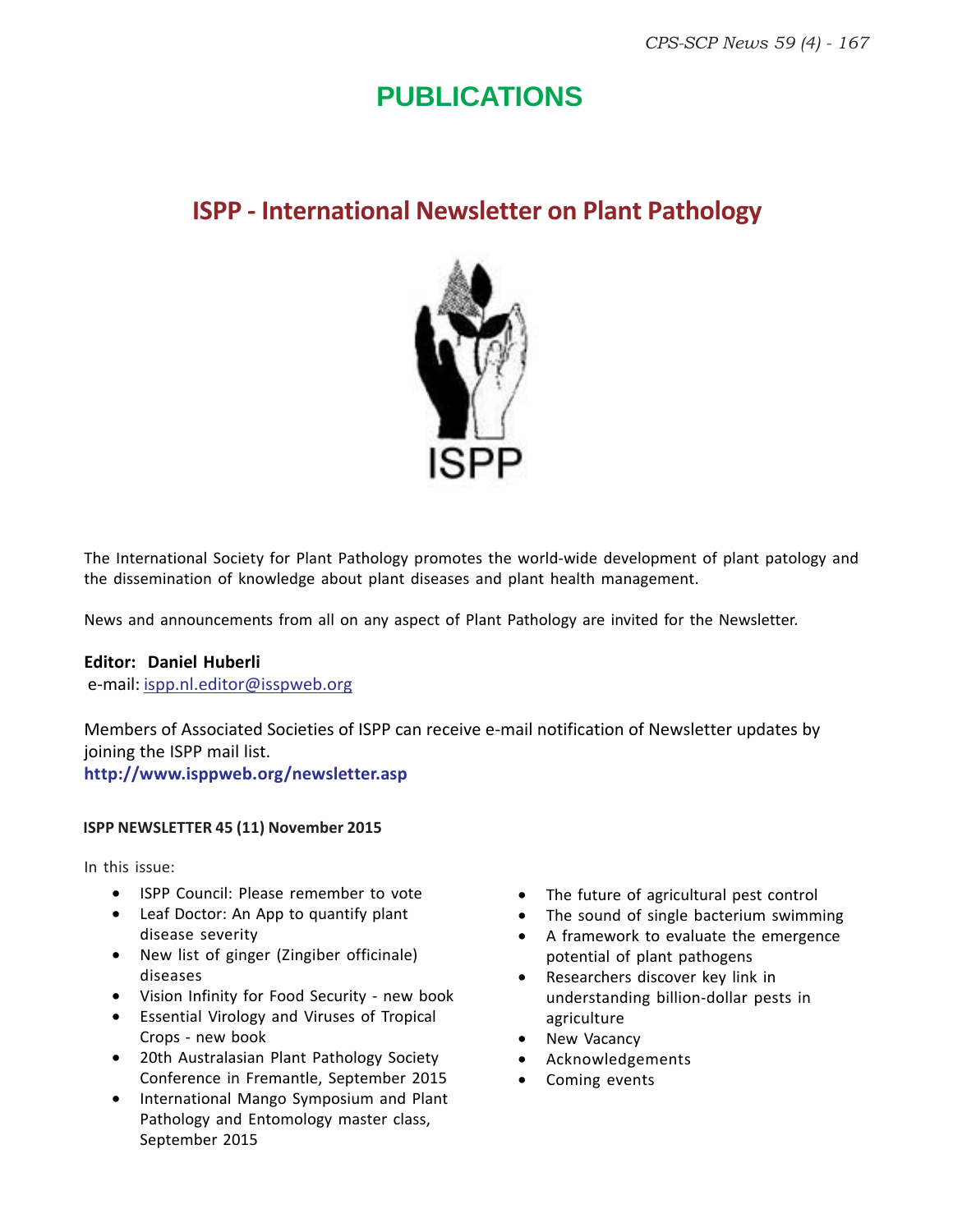# PUBLICATIONS

## ISPP - International Newsletter on Plant Pathology

The International Society for Plant Pathology promotes the world-wide development of plant patology and the dissemination of knowledge about plant diseases and plant health management.

News and announcements from all on any aspect of Plant Pathology are invited for the Newsletter.

**Editor: Daniel Huberli**
e-mail: ispp.nl.editor@isspweb.org

Members of Associated Societies of ISPP can receive e-mail notification of Newsletter updates by joining the ISPP mail list.
**http://www.isppweb.org/newsletter.asp**

**ISPP NEWSLETTER 45 (11) November 2015**

In this issue:

- ISPP Council: Please remember to vote
- Leaf Doctor: An App to quantify plant disease severity
- New list of ginger (Zingiber officinale) diseases
- Vision Infinity for Food Security - new book
- Essential Virology and Viruses of Tropical Crops - new book
- 20th Australasian Plant Pathology Society Conference in Fremantle, September 2015
- International Mango Symposium and Plant Pathology and Entomology master class, September 2015
- The future of agricultural pest control
- The sound of single bacterium swimming
- A framework to evaluate the emergence potential of plant pathogens
- Researchers discover key link in understanding billion-dollar pests in agriculture
- New Vacancy
- Acknowledgements
- Coming events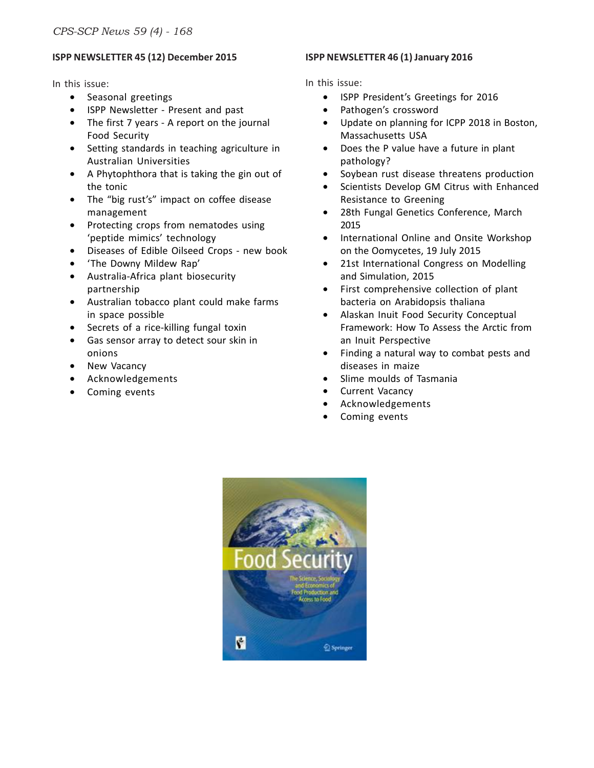**ISPP NEWSLETTER 45 (12) December 2015**

In this issue:

- Seasonal greetings
- ISPP Newsletter - Present and past
- The first 7 years - A report on the journal Food Security
- Setting standards in teaching agriculture in Australian Universities
- A Phytophthora that is taking the gin out of the tonic
- The "big rust's" impact on coffee disease management
- Protecting crops from nematodes using 'peptide mimics' technology
- Diseases of Edible Oilseed Crops - new book
- 'The Downy Mildew Rap'
- Australia-Africa plant biosecurity partnership
- Australian tobacco plant could make farms in space possible
- Secrets of a rice-killing fungal toxin
- Gas sensor array to detect sour skin in onions
- New Vacancy
- Acknowledgements
- Coming events

**ISPP NEWSLETTER 46 (1) January 2016**

In this issue:

- ISPP President's Greetings for 2016
- Pathogen's crossword
- Update on planning for ICPP 2018 in Boston, Massachusetts USA
- Does the P value have a future in plant pathology?
- Soybean rust disease threatens production
- Scientists Develop GM Citrus with Enhanced Resistance to Greening
- 28th Fungal Genetics Conference, March 2015
- International Online and Onsite Workshop on the Oomycetes, 19 July 2015
- 21st International Congress on Modelling and Simulation, 2015
- First comprehensive collection of plant bacteria on Arabidopsis thaliana
- Alaskan Inuit Food Security Conceptual Framework: How To Assess the Arctic from an Inuit Perspective
- Finding a natural way to combat pests and diseases in maize
- Slime moulds of Tasmania
- Current Vacancy
- Acknowledgements
- Coming events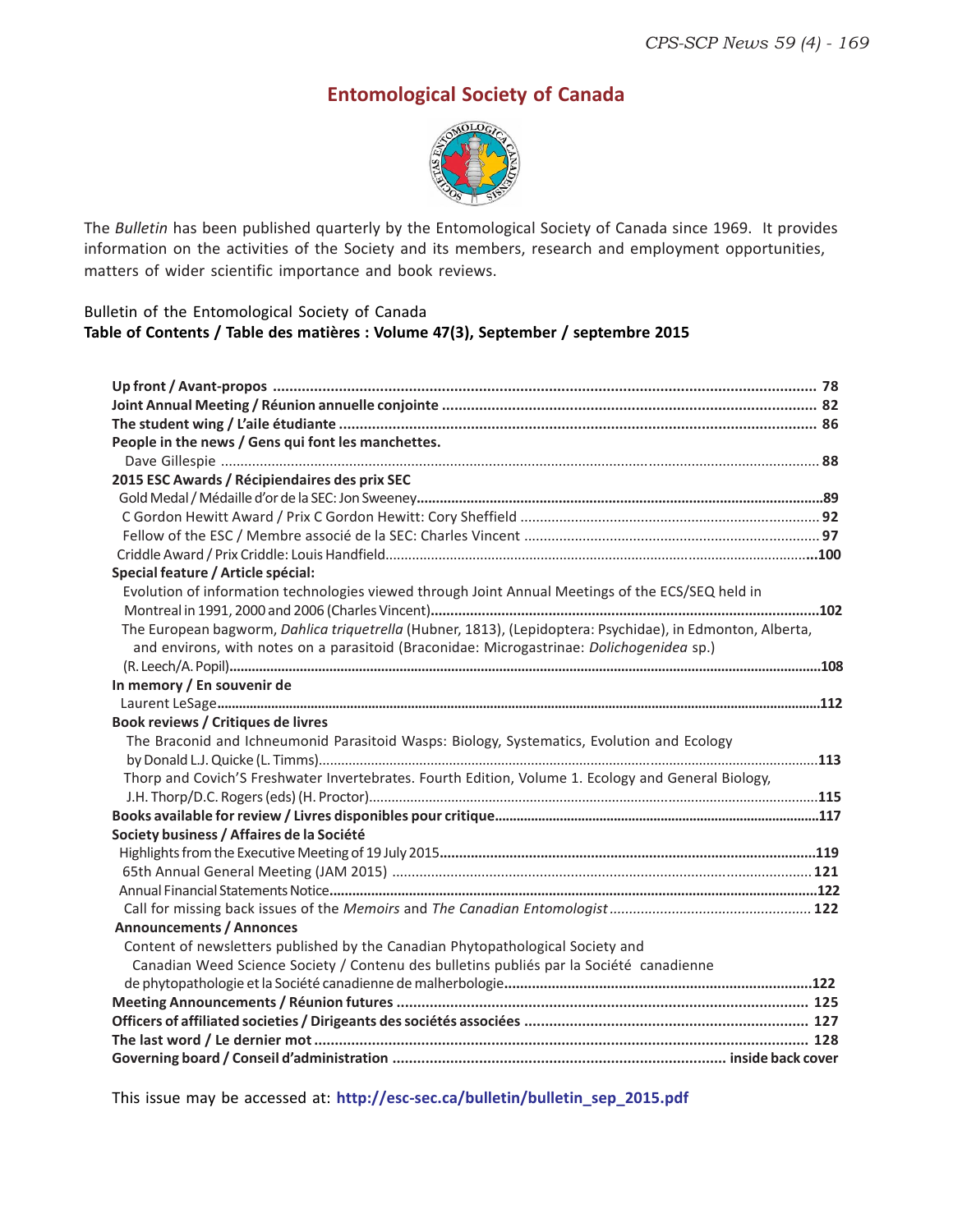# Entomological Society of Canada

The *Bulletin* has been published quarterly by the Entomological Society of Canada since 1969. It provides information on the activities of the Society and its members, research and employment opportunities, matters of wider scientific importance and book reviews.

Bulletin of the Entomological Society of Canada
**Table of Contents / Table des matières : Volume 47(3), September / septembre 2015**

**Up front / Avant-propos** ........ **78**
**Joint Annual Meeting / Réunion annuelle conjointe** ........ **82**
**The student wing / L'aile étudiante** ........ **86**
**People in the news / Gens qui font les manchettes.**
Dave Gillespie ........ **88**
**2015 ESC Awards / Récipiendaires des prix SEC**
Gold Medal / Médaille d'or de la SEC: Jon Sweeney........ **89**
C Gordon Hewitt Award / Prix C Gordon Hewitt: Cory Sheffield ........ **92**
Fellow of the ESC / Membre associé de la SEC: Charles Vincent ........ **97**
Criddle Award / Prix Criddle: Louis Handfield........ **100**
**Special feature / Article spécial:**
Evolution of information technologies viewed through Joint Annual Meetings of the ECS/SEQ held in Montreal in 1991, 2000 and 2006 (Charles Vincent)........ **102**
The European bagworm, *Dahlica triquetrella* (Hubner, 1813), (Lepidoptera: Psychidae), in Edmonton, Alberta, and environs, with notes on a parasitoid (Braconidae: Microgastrinae: *Dolichogenidea* sp.) (R. Leech/A. Popil)........ **108**
**In memory / En souvenir de**
Laurent LeSage........ **112**
**Book reviews / Critiques de livres**
The Braconid and Ichneumonid Parasitoid Wasps: Biology, Systematics, Evolution and Ecology by Donald L.J. Quicke (L. Timms)........ **113**
Thorp and Covich'S Freshwater Invertebrates. Fourth Edition, Volume 1. Ecology and General Biology, J.H. Thorp/D.C. Rogers (eds) (H. Proctor)........ **115**
**Books available for review / Livres disponibles pour critique**........ **117**
**Society business / Affaires de la Société**
Highlights from the Executive Meeting of 19 July 2015........ **119**
65th Annual General Meeting (JAM 2015) ........ **121**
Annual Financial Statements Notice........ **122**
Call for missing back issues of the *Memoirs* and *The Canadian Entomologist* ........ **122**
**Announcements / Annonces**
Content of newsletters published by the Canadian Phytopathological Society and Canadian Weed Science Society / Contenu des bulletins publiés par la Société canadienne de phytopathologie et la Société canadienne de malherbologie........ **122**
**Meeting Announcements / Réunion futures** ........ **125**
**Officers of affiliated societies / Dirigeants des sociétés associées** ........ **127**
**The last word / Le dernier mot** ........ **128**
**Governing board / Conseil d'administration** ........ **inside back cover**

This issue may be accessed at: **http://esc-sec.ca/bulletin/bulletin_sep_2015.pdf**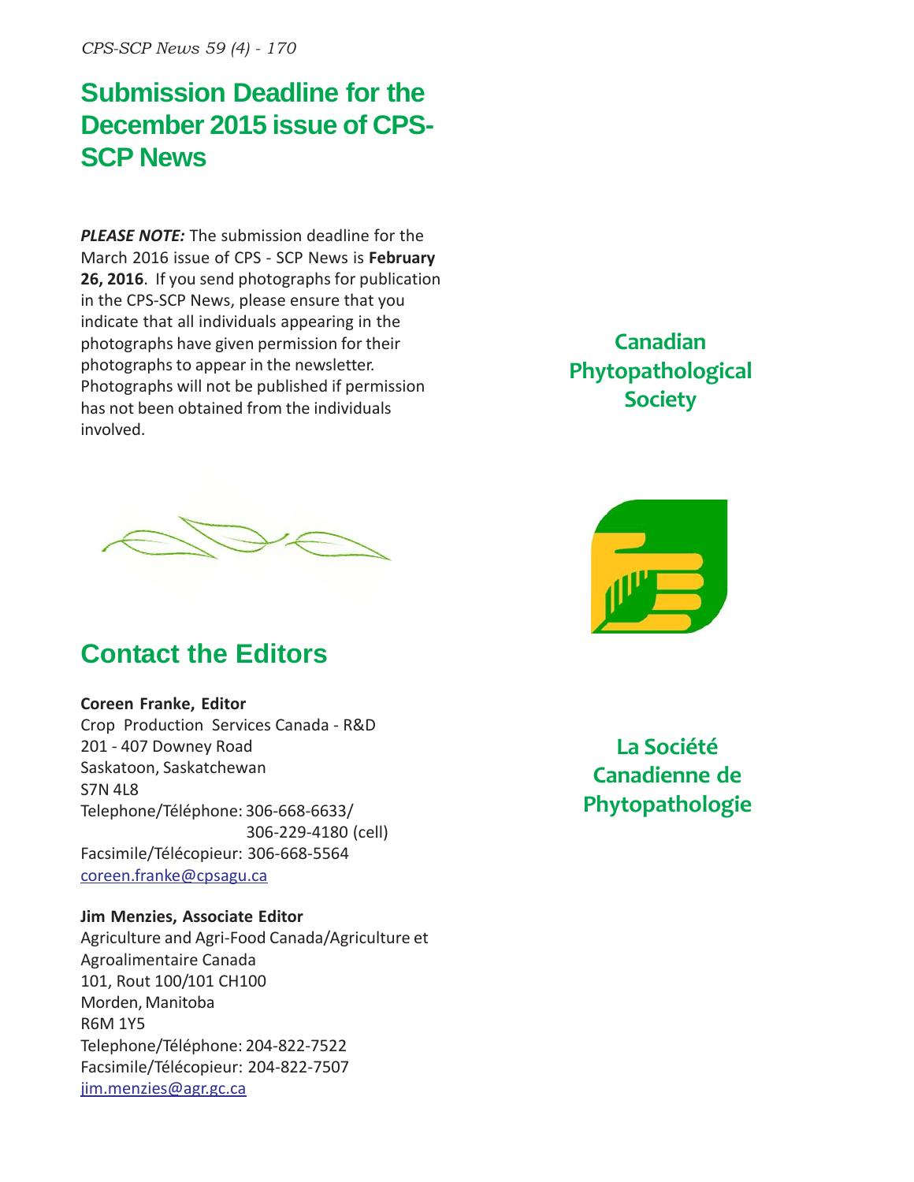## Submission Deadline for the December 2015 issue of CPS-SCP News

***PLEASE NOTE:*** The submission deadline for the March 2016 issue of CPS - SCP News is **February 26, 2016**. If you send photographs for publication in the CPS-SCP News, please ensure that you indicate that all individuals appearing in the photographs have given permission for their photographs to appear in the newsletter. Photographs will not be published if permission has not been obtained from the individuals involved.

**Canadian Phytopathological Society**

## Contact the Editors

**Coreen Franke, Editor**
Crop Production Services Canada - R&D
201 - 407 Downey Road
Saskatoon, Saskatchewan
S7N 4L8
Telephone/Téléphone: 306-668-6633/
306-229-4180 (cell)
Facsimile/Télécopieur: 306-668-5564
coreen.franke@cpsagu.ca

**Jim Menzies, Associate Editor**
Agriculture and Agri-Food Canada/Agriculture et Agroalimentaire Canada
101, Rout 100/101 CH100
Morden, Manitoba
R6M 1Y5
Telephone/Téléphone: 204-822-7522
Facsimile/Télécopieur: 204-822-7507
jim.menzies@agr.gc.ca

**La Société Canadienne de Phytopathologie**